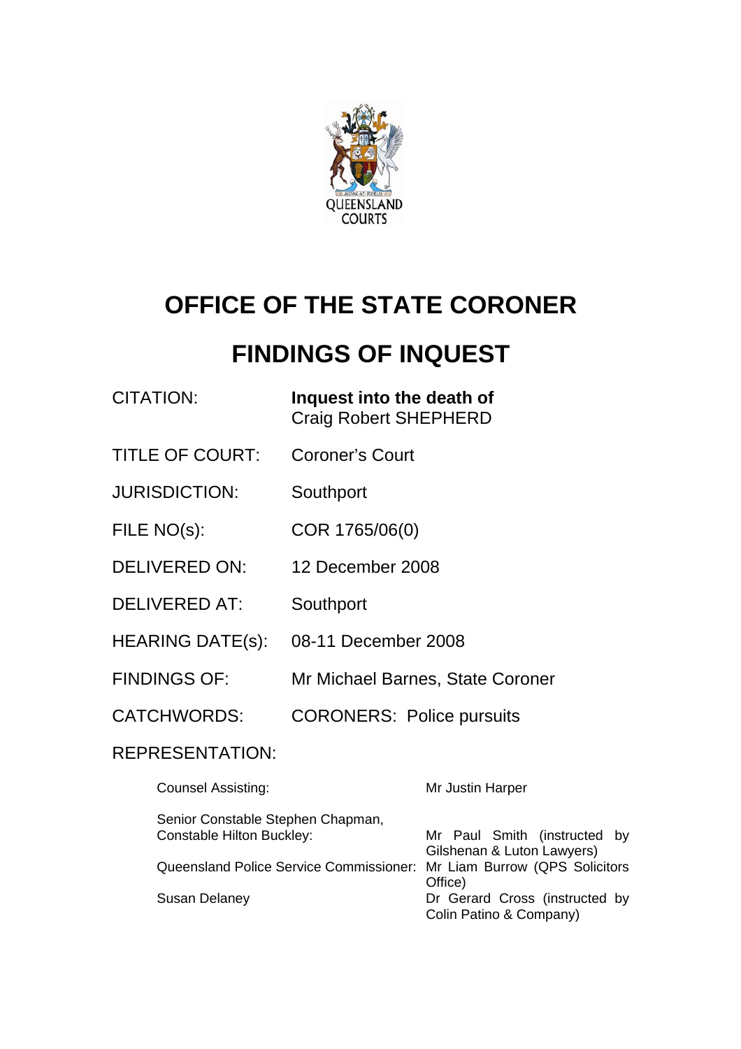# OFFICE OF THE STATE CORONER

# FINDINGS OF INQUEST

| | |
|---|---|
| CITATION: | **Inquest into the death of** Craig Robert SHEPHERD |
| TITLE OF COURT: | Coroner's Court |
| JURISDICTION: | Southport |
| FILE NO(s): | COR 1765/06(0) |
| DELIVERED ON: | 12 December 2008 |
| DELIVERED AT: | Southport |
| HEARING DATE(s): | 08-11 December 2008 |
| FINDINGS OF: | Mr Michael Barnes, State Coroner |
| CATCHWORDS: | CORONERS: Police pursuits |

REPRESENTATION:

| | |
|---|---|
| Counsel Assisting: | Mr Justin Harper |
| Senior Constable Stephen Chapman, Constable Hilton Buckley: | Mr Paul Smith (instructed by Gilshenan & Luton Lawyers) |
| Queensland Police Service Commissioner: | Mr Liam Burrow (QPS Solicitors Office) |
| Susan Delaney | Dr Gerard Cross (instructed by Colin Patino & Company) |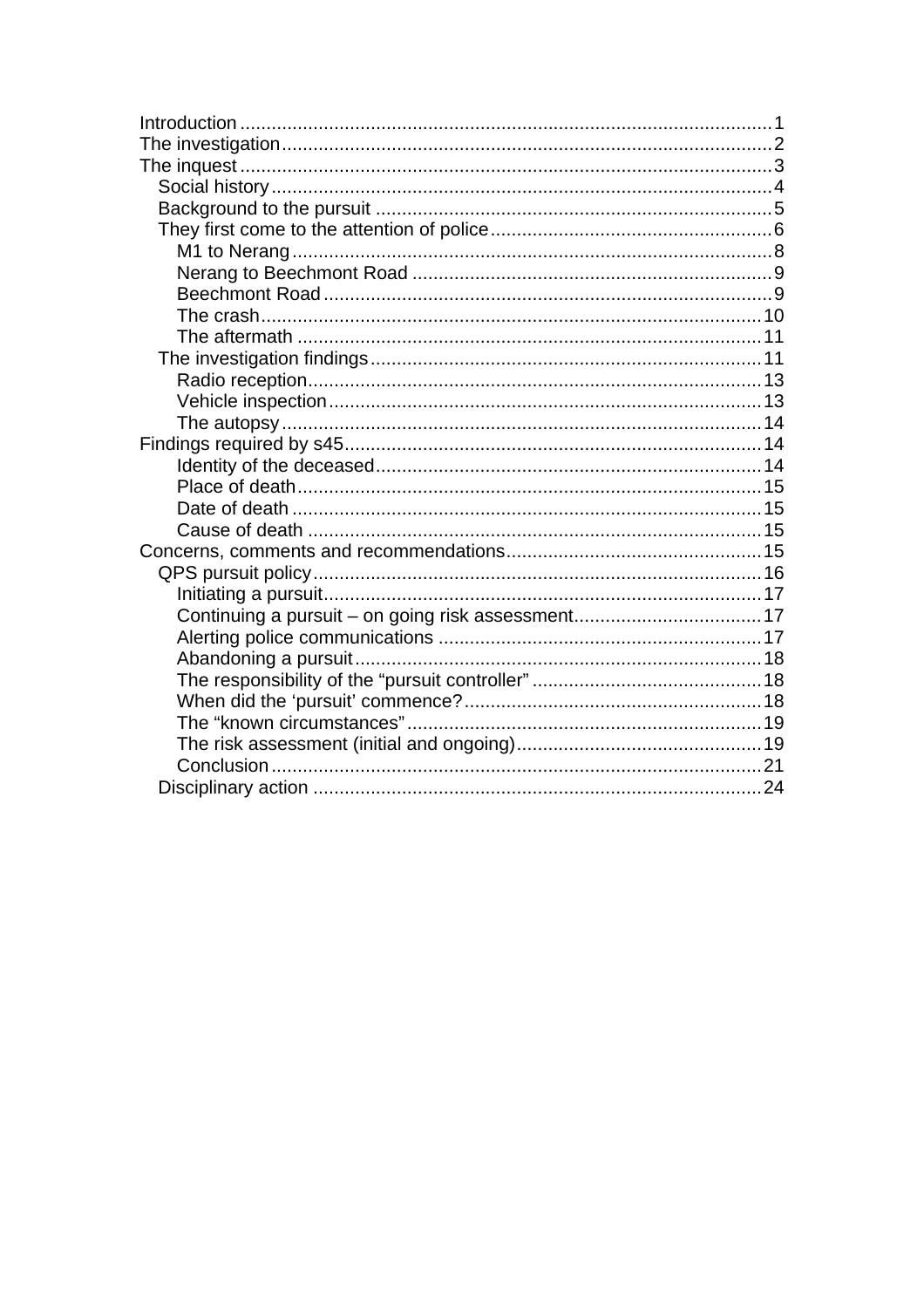- Introduction ..................................................................................................1
- The investigation...........................................................................................2
- The inquest ....................................................................................................3
  - Social history..............................................................................................4
  - Background to the pursuit ..........................................................................5
  - They first come to the attention of police.....................................................6
    - M1 to Nerang..........................................................................................8
    - Nerang to Beechmont Road ....................................................................9
    - Beechmont Road.....................................................................................9
    - The crash..............................................................................................10
    - The aftermath ........................................................................................11
  - The investigation findings..........................................................................11
    - Radio reception......................................................................................13
    - Vehicle inspection..................................................................................13
    - The autopsy...........................................................................................14
- Findings required by s45...............................................................................14
    - Identity of the deceased.........................................................................14
    - Place of death........................................................................................15
    - Date of death .........................................................................................15
    - Cause of death ......................................................................................15
- Concerns, comments and recommendations................................................15
  - QPS pursuit policy.....................................................................................16
    - Initiating a pursuit...................................................................................17
    - Continuing a pursuit – on going risk assessment...................................17
    - Alerting police communications .............................................................17
    - Abandoning a pursuit.............................................................................18
    - The responsibility of the “pursuit controller” ...........................................18
    - When did the ‘pursuit’ commence?........................................................18
    - The “known circumstances”...................................................................19
    - The risk assessment (initial and ongoing)..............................................19
    - Conclusion.............................................................................................21
  - Disciplinary action .....................................................................................24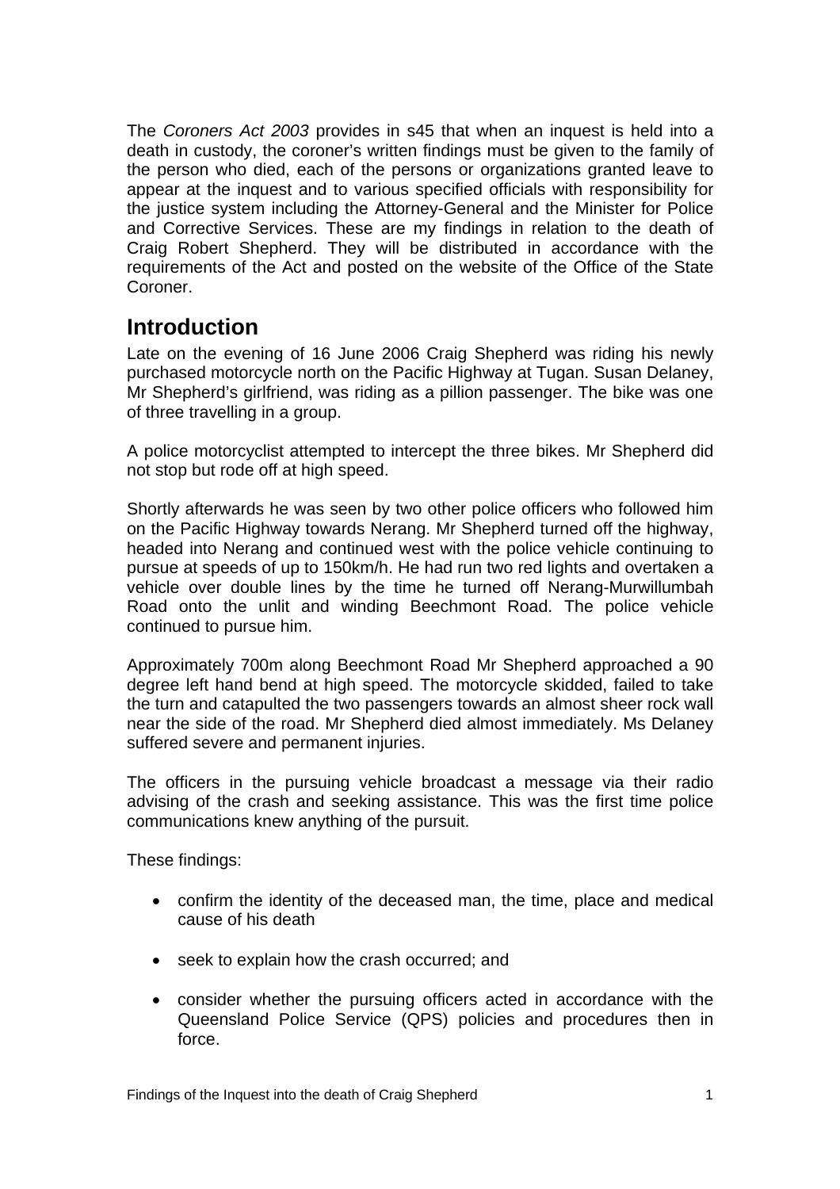The *Coroners Act 2003* provides in s45 that when an inquest is held into a death in custody, the coroner's written findings must be given to the family of the person who died, each of the persons or organizations granted leave to appear at the inquest and to various specified officials with responsibility for the justice system including the Attorney-General and the Minister for Police and Corrective Services. These are my findings in relation to the death of Craig Robert Shepherd. They will be distributed in accordance with the requirements of the Act and posted on the website of the Office of the State Coroner.

## Introduction

Late on the evening of 16 June 2006 Craig Shepherd was riding his newly purchased motorcycle north on the Pacific Highway at Tugan. Susan Delaney, Mr Shepherd's girlfriend, was riding as a pillion passenger. The bike was one of three travelling in a group.

A police motorcyclist attempted to intercept the three bikes. Mr Shepherd did not stop but rode off at high speed.

Shortly afterwards he was seen by two other police officers who followed him on the Pacific Highway towards Nerang. Mr Shepherd turned off the highway, headed into Nerang and continued west with the police vehicle continuing to pursue at speeds of up to 150km/h. He had run two red lights and overtaken a vehicle over double lines by the time he turned off Nerang-Murwillumbah Road onto the unlit and winding Beechmont Road. The police vehicle continued to pursue him.

Approximately 700m along Beechmont Road Mr Shepherd approached a 90 degree left hand bend at high speed. The motorcycle skidded, failed to take the turn and catapulted the two passengers towards an almost sheer rock wall near the side of the road. Mr Shepherd died almost immediately. Ms Delaney suffered severe and permanent injuries.

The officers in the pursuing vehicle broadcast a message via their radio advising of the crash and seeking assistance. This was the first time police communications knew anything of the pursuit.

These findings:

- confirm the identity of the deceased man, the time, place and medical cause of his death
- seek to explain how the crash occurred; and
- consider whether the pursuing officers acted in accordance with the Queensland Police Service (QPS) policies and procedures then in force.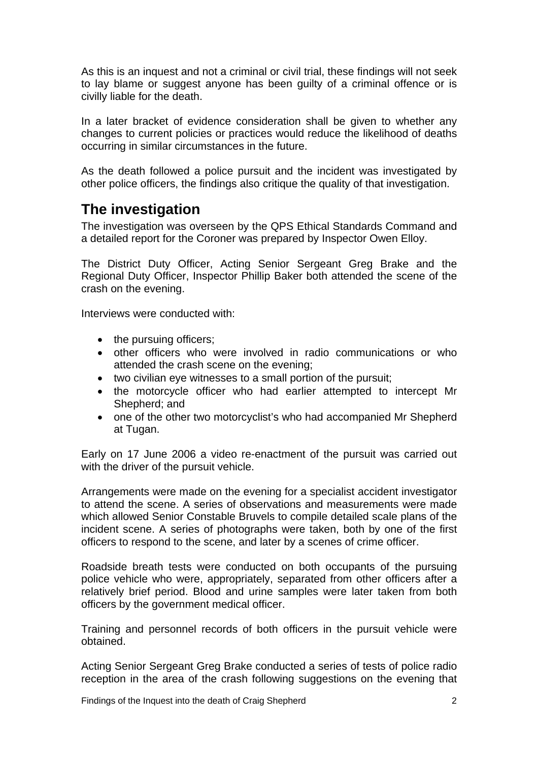As this is an inquest and not a criminal or civil trial, these findings will not seek to lay blame or suggest anyone has been guilty of a criminal offence or is civilly liable for the death.

In a later bracket of evidence consideration shall be given to whether any changes to current policies or practices would reduce the likelihood of deaths occurring in similar circumstances in the future.

As the death followed a police pursuit and the incident was investigated by other police officers, the findings also critique the quality of that investigation.

## The investigation

The investigation was overseen by the QPS Ethical Standards Command and a detailed report for the Coroner was prepared by Inspector Owen Elloy.

The District Duty Officer, Acting Senior Sergeant Greg Brake and the Regional Duty Officer, Inspector Phillip Baker both attended the scene of the crash on the evening.

Interviews were conducted with:

- the pursuing officers;
- other officers who were involved in radio communications or who attended the crash scene on the evening;
- two civilian eye witnesses to a small portion of the pursuit;
- the motorcycle officer who had earlier attempted to intercept Mr Shepherd; and
- one of the other two motorcyclist's who had accompanied Mr Shepherd at Tugan.

Early on 17 June 2006 a video re-enactment of the pursuit was carried out with the driver of the pursuit vehicle.

Arrangements were made on the evening for a specialist accident investigator to attend the scene. A series of observations and measurements were made which allowed Senior Constable Bruvels to compile detailed scale plans of the incident scene. A series of photographs were taken, both by one of the first officers to respond to the scene, and later by a scenes of crime officer.

Roadside breath tests were conducted on both occupants of the pursuing police vehicle who were, appropriately, separated from other officers after a relatively brief period. Blood and urine samples were later taken from both officers by the government medical officer.

Training and personnel records of both officers in the pursuit vehicle were obtained.

Acting Senior Sergeant Greg Brake conducted a series of tests of police radio reception in the area of the crash following suggestions on the evening that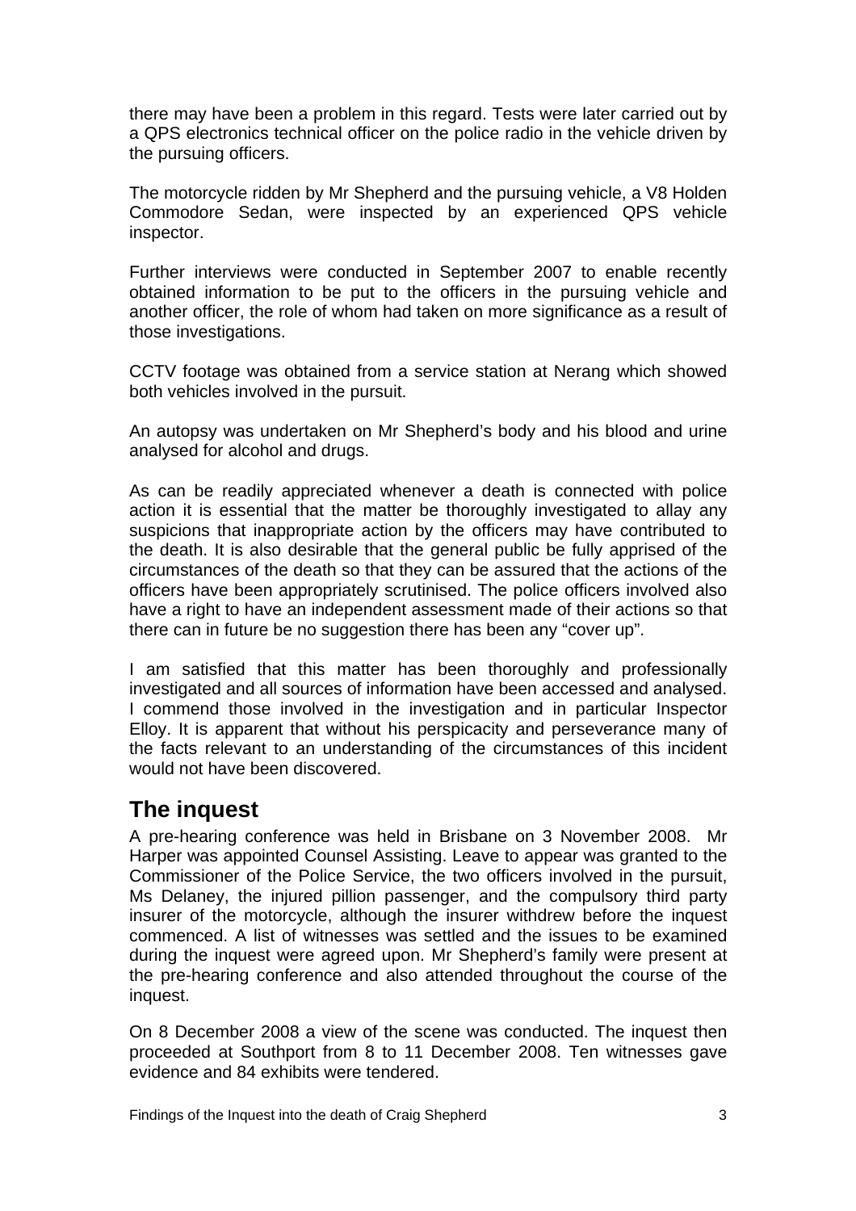there may have been a problem in this regard. Tests were later carried out by a QPS electronics technical officer on the police radio in the vehicle driven by the pursuing officers.

The motorcycle ridden by Mr Shepherd and the pursuing vehicle, a V8 Holden Commodore Sedan, were inspected by an experienced QPS vehicle inspector.

Further interviews were conducted in September 2007 to enable recently obtained information to be put to the officers in the pursuing vehicle and another officer, the role of whom had taken on more significance as a result of those investigations.

CCTV footage was obtained from a service station at Nerang which showed both vehicles involved in the pursuit.

An autopsy was undertaken on Mr Shepherd's body and his blood and urine analysed for alcohol and drugs.

As can be readily appreciated whenever a death is connected with police action it is essential that the matter be thoroughly investigated to allay any suspicions that inappropriate action by the officers may have contributed to the death. It is also desirable that the general public be fully apprised of the circumstances of the death so that they can be assured that the actions of the officers have been appropriately scrutinised. The police officers involved also have a right to have an independent assessment made of their actions so that there can in future be no suggestion there has been any "cover up".

I am satisfied that this matter has been thoroughly and professionally investigated and all sources of information have been accessed and analysed. I commend those involved in the investigation and in particular Inspector Elloy. It is apparent that without his perspicacity and perseverance many of the facts relevant to an understanding of the circumstances of this incident would not have been discovered.

## The inquest

A pre-hearing conference was held in Brisbane on 3 November 2008. Mr Harper was appointed Counsel Assisting. Leave to appear was granted to the Commissioner of the Police Service, the two officers involved in the pursuit, Ms Delaney, the injured pillion passenger, and the compulsory third party insurer of the motorcycle, although the insurer withdrew before the inquest commenced. A list of witnesses was settled and the issues to be examined during the inquest were agreed upon. Mr Shepherd's family were present at the pre-hearing conference and also attended throughout the course of the inquest.

On 8 December 2008 a view of the scene was conducted. The inquest then proceeded at Southport from 8 to 11 December 2008. Ten witnesses gave evidence and 84 exhibits were tendered.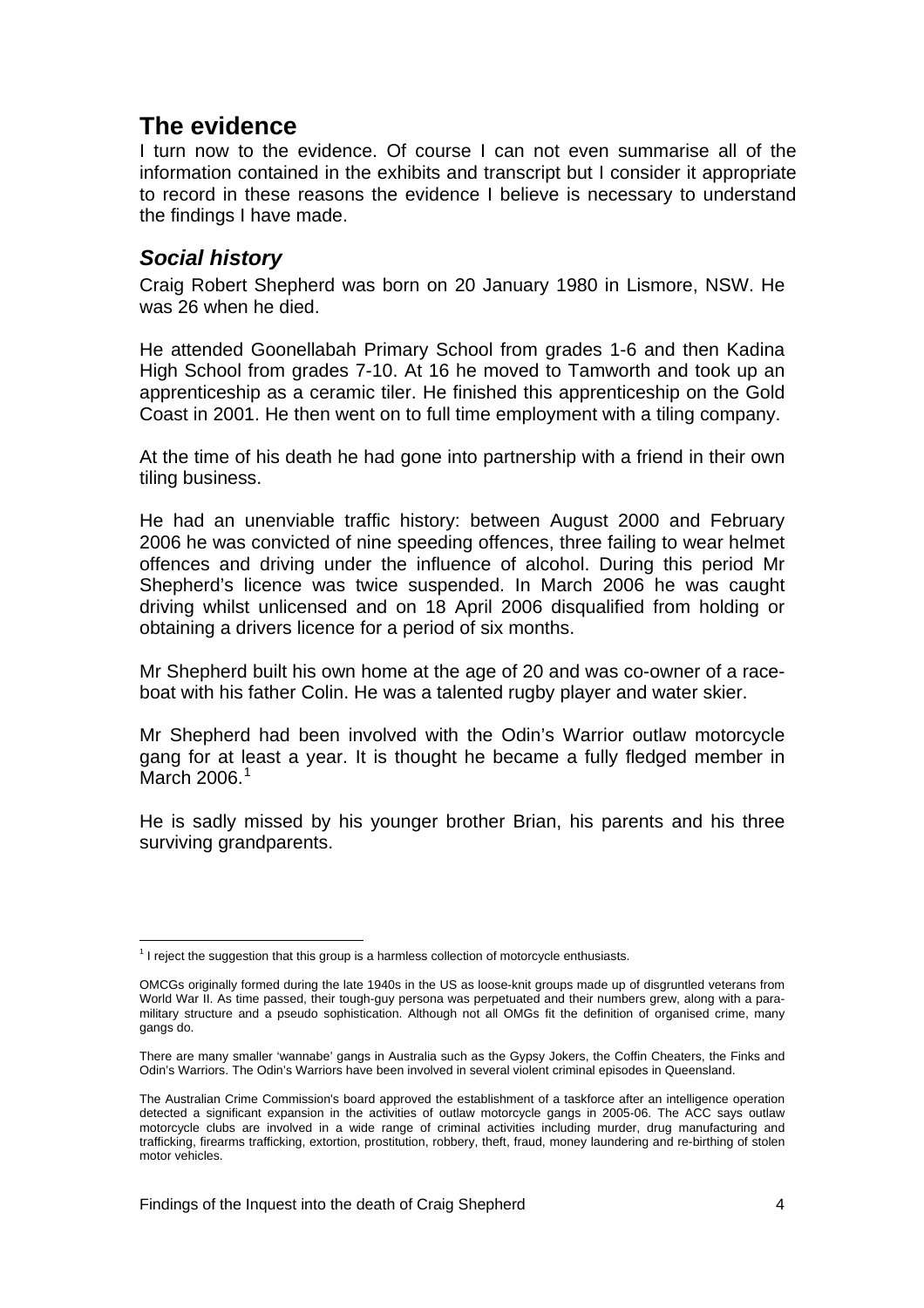## The evidence

I turn now to the evidence. Of course I can not even summarise all of the information contained in the exhibits and transcript but I consider it appropriate to record in these reasons the evidence I believe is necessary to understand the findings I have made.

### *Social history*

Craig Robert Shepherd was born on 20 January 1980 in Lismore, NSW. He was 26 when he died.

He attended Goonellabah Primary School from grades 1-6 and then Kadina High School from grades 7-10. At 16 he moved to Tamworth and took up an apprenticeship as a ceramic tiler. He finished this apprenticeship on the Gold Coast in 2001. He then went on to full time employment with a tiling company.

At the time of his death he had gone into partnership with a friend in their own tiling business.

He had an unenviable traffic history: between August 2000 and February 2006 he was convicted of nine speeding offences, three failing to wear helmet offences and driving under the influence of alcohol. During this period Mr Shepherd's licence was twice suspended. In March 2006 he was caught driving whilst unlicensed and on 18 April 2006 disqualified from holding or obtaining a drivers licence for a period of six months.

Mr Shepherd built his own home at the age of 20 and was co-owner of a race-boat with his father Colin. He was a talented rugby player and water skier.

Mr Shepherd had been involved with the Odin's Warrior outlaw motorcycle gang for at least a year. It is thought he became a fully fledged member in March 2006.[1]

He is sadly missed by his younger brother Brian, his parents and his three surviving grandparents.

---

[1] I reject the suggestion that this group is a harmless collection of motorcycle enthusiasts.

OMCGs originally formed during the late 1940s in the US as loose-knit groups made up of disgruntled veterans from World War II. As time passed, their tough-guy persona was perpetuated and their numbers grew, along with a para-military structure and a pseudo sophistication. Although not all OMGs fit the definition of organised crime, many gangs do.

There are many smaller 'wannabe' gangs in Australia such as the Gypsy Jokers, the Coffin Cheaters, the Finks and Odin's Warriors. The Odin's Warriors have been involved in several violent criminal episodes in Queensland.

The Australian Crime Commission's board approved the establishment of a taskforce after an intelligence operation detected a significant expansion in the activities of outlaw motorcycle gangs in 2005-06. The ACC says outlaw motorcycle clubs are involved in a wide range of criminal activities including murder, drug manufacturing and trafficking, firearms trafficking, extortion, prostitution, robbery, theft, fraud, money laundering and re-birthing of stolen motor vehicles.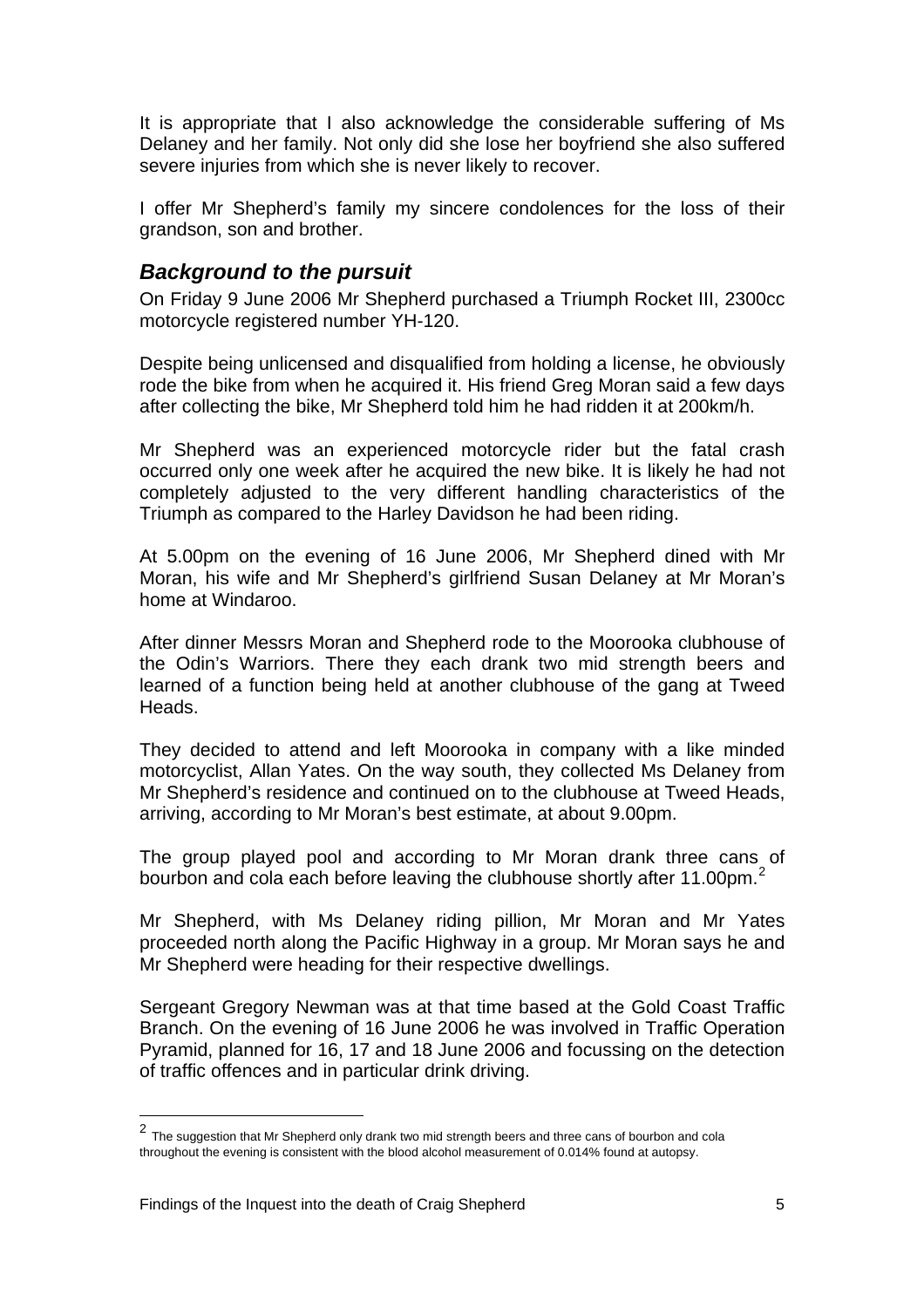It is appropriate that I also acknowledge the considerable suffering of Ms Delaney and her family. Not only did she lose her boyfriend she also suffered severe injuries from which she is never likely to recover.

I offer Mr Shepherd's family my sincere condolences for the loss of their grandson, son and brother.

## *Background to the pursuit*

On Friday 9 June 2006 Mr Shepherd purchased a Triumph Rocket III, 2300cc motorcycle registered number YH-120.

Despite being unlicensed and disqualified from holding a license, he obviously rode the bike from when he acquired it. His friend Greg Moran said a few days after collecting the bike, Mr Shepherd told him he had ridden it at 200km/h.

Mr Shepherd was an experienced motorcycle rider but the fatal crash occurred only one week after he acquired the new bike. It is likely he had not completely adjusted to the very different handling characteristics of the Triumph as compared to the Harley Davidson he had been riding.

At 5.00pm on the evening of 16 June 2006, Mr Shepherd dined with Mr Moran, his wife and Mr Shepherd's girlfriend Susan Delaney at Mr Moran's home at Windaroo.

After dinner Messrs Moran and Shepherd rode to the Moorooka clubhouse of the Odin's Warriors. There they each drank two mid strength beers and learned of a function being held at another clubhouse of the gang at Tweed Heads.

They decided to attend and left Moorooka in company with a like minded motorcyclist, Allan Yates. On the way south, they collected Ms Delaney from Mr Shepherd's residence and continued on to the clubhouse at Tweed Heads, arriving, according to Mr Moran's best estimate, at about 9.00pm.

The group played pool and according to Mr Moran drank three cans of bourbon and cola each before leaving the clubhouse shortly after 11.00pm.[2]

Mr Shepherd, with Ms Delaney riding pillion, Mr Moran and Mr Yates proceeded north along the Pacific Highway in a group. Mr Moran says he and Mr Shepherd were heading for their respective dwellings.

Sergeant Gregory Newman was at that time based at the Gold Coast Traffic Branch. On the evening of 16 June 2006 he was involved in Traffic Operation Pyramid, planned for 16, 17 and 18 June 2006 and focussing on the detection of traffic offences and in particular drink driving.

---

[2] The suggestion that Mr Shepherd only drank two mid strength beers and three cans of bourbon and cola throughout the evening is consistent with the blood alcohol measurement of 0.014% found at autopsy.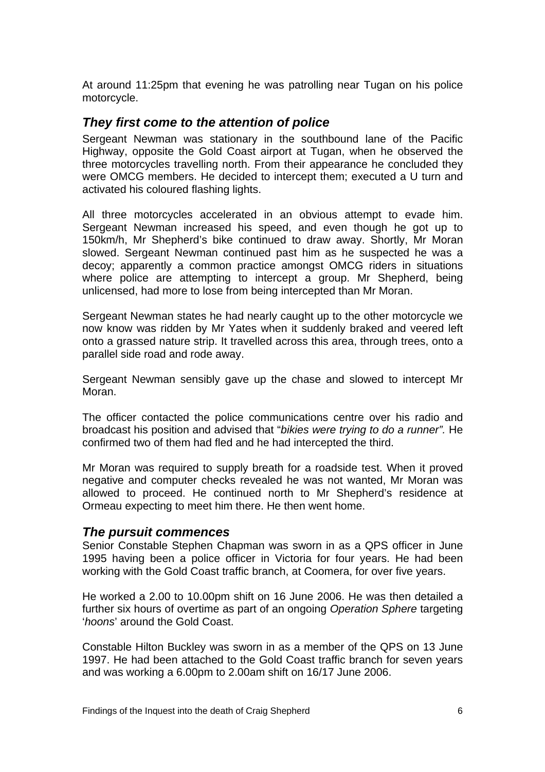At around 11:25pm that evening he was patrolling near Tugan on his police motorcycle.

## *They first come to the attention of police*

Sergeant Newman was stationary in the southbound lane of the Pacific Highway, opposite the Gold Coast airport at Tugan, when he observed the three motorcycles travelling north. From their appearance he concluded they were OMCG members. He decided to intercept them; executed a U turn and activated his coloured flashing lights.

All three motorcycles accelerated in an obvious attempt to evade him. Sergeant Newman increased his speed, and even though he got up to 150km/h, Mr Shepherd's bike continued to draw away. Shortly, Mr Moran slowed. Sergeant Newman continued past him as he suspected he was a decoy; apparently a common practice amongst OMCG riders in situations where police are attempting to intercept a group. Mr Shepherd, being unlicensed, had more to lose from being intercepted than Mr Moran.

Sergeant Newman states he had nearly caught up to the other motorcycle we now know was ridden by Mr Yates when it suddenly braked and veered left onto a grassed nature strip. It travelled across this area, through trees, onto a parallel side road and rode away.

Sergeant Newman sensibly gave up the chase and slowed to intercept Mr Moran.

The officer contacted the police communications centre over his radio and broadcast his position and advised that "*bikies were trying to do a runner".* He confirmed two of them had fled and he had intercepted the third.

Mr Moran was required to supply breath for a roadside test. When it proved negative and computer checks revealed he was not wanted, Mr Moran was allowed to proceed. He continued north to Mr Shepherd's residence at Ormeau expecting to meet him there. He then went home.

## *The pursuit commences*

Senior Constable Stephen Chapman was sworn in as a QPS officer in June 1995 having been a police officer in Victoria for four years. He had been working with the Gold Coast traffic branch, at Coomera, for over five years.

He worked a 2.00 to 10.00pm shift on 16 June 2006. He was then detailed a further six hours of overtime as part of an ongoing *Operation Sphere* targeting '*hoons*' around the Gold Coast.

Constable Hilton Buckley was sworn in as a member of the QPS on 13 June 1997. He had been attached to the Gold Coast traffic branch for seven years and was working a 6.00pm to 2.00am shift on 16/17 June 2006.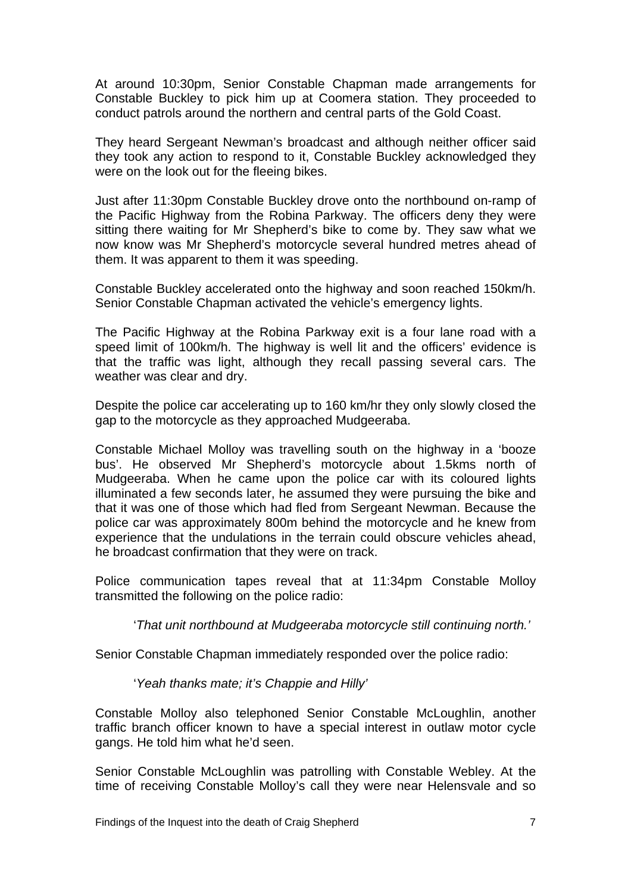At around 10:30pm, Senior Constable Chapman made arrangements for Constable Buckley to pick him up at Coomera station. They proceeded to conduct patrols around the northern and central parts of the Gold Coast.

They heard Sergeant Newman's broadcast and although neither officer said they took any action to respond to it, Constable Buckley acknowledged they were on the look out for the fleeing bikes.

Just after 11:30pm Constable Buckley drove onto the northbound on-ramp of the Pacific Highway from the Robina Parkway. The officers deny they were sitting there waiting for Mr Shepherd's bike to come by. They saw what we now know was Mr Shepherd's motorcycle several hundred metres ahead of them. It was apparent to them it was speeding.

Constable Buckley accelerated onto the highway and soon reached 150km/h. Senior Constable Chapman activated the vehicle's emergency lights.

The Pacific Highway at the Robina Parkway exit is a four lane road with a speed limit of 100km/h. The highway is well lit and the officers' evidence is that the traffic was light, although they recall passing several cars. The weather was clear and dry.

Despite the police car accelerating up to 160 km/hr they only slowly closed the gap to the motorcycle as they approached Mudgeeraba.

Constable Michael Molloy was travelling south on the highway in a 'booze bus'. He observed Mr Shepherd's motorcycle about 1.5kms north of Mudgeeraba. When he came upon the police car with its coloured lights illuminated a few seconds later, he assumed they were pursuing the bike and that it was one of those which had fled from Sergeant Newman. Because the police car was approximately 800m behind the motorcycle and he knew from experience that the undulations in the terrain could obscure vehicles ahead, he broadcast confirmation that they were on track.

Police communication tapes reveal that at 11:34pm Constable Molloy transmitted the following on the police radio:

> '*That unit northbound at Mudgeeraba motorcycle still continuing north.'*

Senior Constable Chapman immediately responded over the police radio:

> '*Yeah thanks mate; it's Chappie and Hilly'*

Constable Molloy also telephoned Senior Constable McLoughlin, another traffic branch officer known to have a special interest in outlaw motor cycle gangs. He told him what he'd seen.

Senior Constable McLoughlin was patrolling with Constable Webley. At the time of receiving Constable Molloy's call they were near Helensvale and so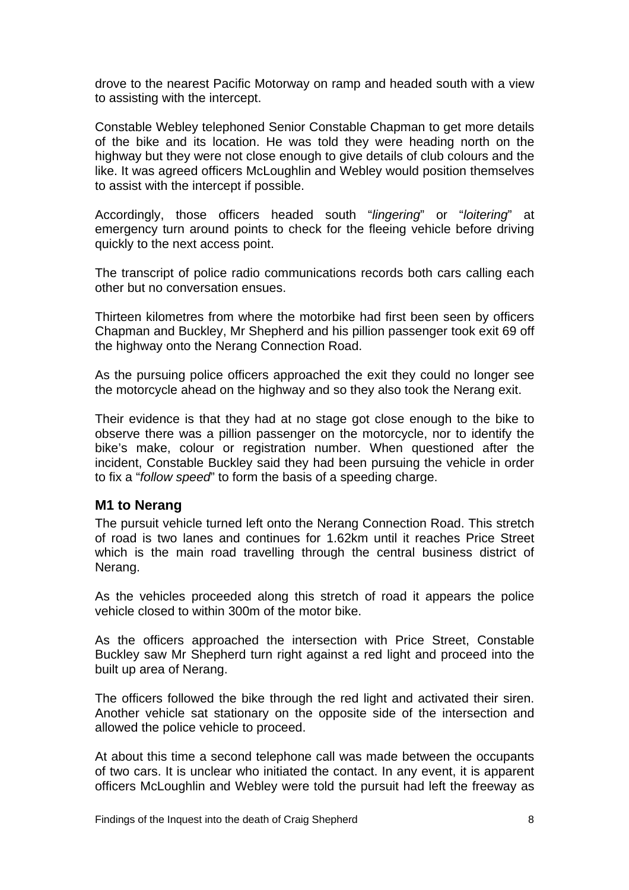drove to the nearest Pacific Motorway on ramp and headed south with a view to assisting with the intercept.

Constable Webley telephoned Senior Constable Chapman to get more details of the bike and its location. He was told they were heading north on the highway but they were not close enough to give details of club colours and the like. It was agreed officers McLoughlin and Webley would position themselves to assist with the intercept if possible.

Accordingly, those officers headed south "*lingering*" or "*loitering*" at emergency turn around points to check for the fleeing vehicle before driving quickly to the next access point.

The transcript of police radio communications records both cars calling each other but no conversation ensues.

Thirteen kilometres from where the motorbike had first been seen by officers Chapman and Buckley, Mr Shepherd and his pillion passenger took exit 69 off the highway onto the Nerang Connection Road.

As the pursuing police officers approached the exit they could no longer see the motorcycle ahead on the highway and so they also took the Nerang exit.

Their evidence is that they had at no stage got close enough to the bike to observe there was a pillion passenger on the motorcycle, nor to identify the bike's make, colour or registration number. When questioned after the incident, Constable Buckley said they had been pursuing the vehicle in order to fix a "*follow speed*" to form the basis of a speeding charge.

### M1 to Nerang

The pursuit vehicle turned left onto the Nerang Connection Road. This stretch of road is two lanes and continues for 1.62km until it reaches Price Street which is the main road travelling through the central business district of Nerang.

As the vehicles proceeded along this stretch of road it appears the police vehicle closed to within 300m of the motor bike.

As the officers approached the intersection with Price Street, Constable Buckley saw Mr Shepherd turn right against a red light and proceed into the built up area of Nerang.

The officers followed the bike through the red light and activated their siren. Another vehicle sat stationary on the opposite side of the intersection and allowed the police vehicle to proceed.

At about this time a second telephone call was made between the occupants of two cars. It is unclear who initiated the contact. In any event, it is apparent officers McLoughlin and Webley were told the pursuit had left the freeway as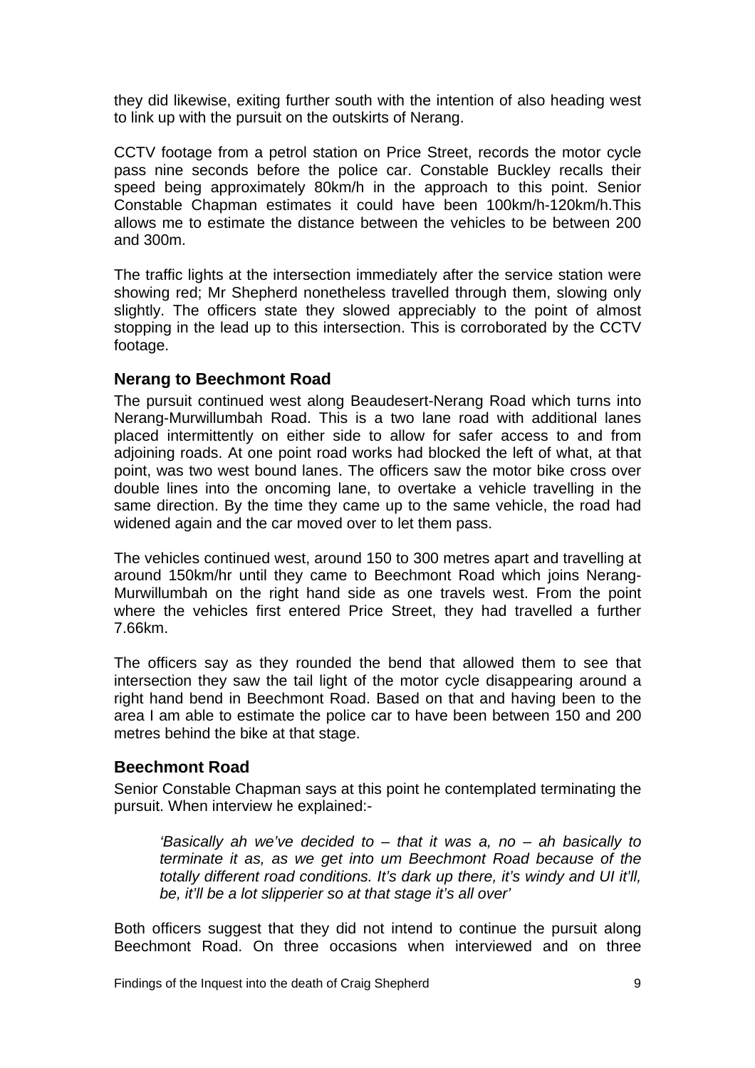they did likewise, exiting further south with the intention of also heading west to link up with the pursuit on the outskirts of Nerang.

CCTV footage from a petrol station on Price Street, records the motor cycle pass nine seconds before the police car. Constable Buckley recalls their speed being approximately 80km/h in the approach to this point. Senior Constable Chapman estimates it could have been 100km/h-120km/h.This allows me to estimate the distance between the vehicles to be between 200 and 300m.

The traffic lights at the intersection immediately after the service station were showing red; Mr Shepherd nonetheless travelled through them, slowing only slightly. The officers state they slowed appreciably to the point of almost stopping in the lead up to this intersection. This is corroborated by the CCTV footage.

### Nerang to Beechmont Road

The pursuit continued west along Beaudesert-Nerang Road which turns into Nerang-Murwillumbah Road. This is a two lane road with additional lanes placed intermittently on either side to allow for safer access to and from adjoining roads. At one point road works had blocked the left of what, at that point, was two west bound lanes. The officers saw the motor bike cross over double lines into the oncoming lane, to overtake a vehicle travelling in the same direction. By the time they came up to the same vehicle, the road had widened again and the car moved over to let them pass.

The vehicles continued west, around 150 to 300 metres apart and travelling at around 150km/hr until they came to Beechmont Road which joins Nerang-Murwillumbah on the right hand side as one travels west. From the point where the vehicles first entered Price Street, they had travelled a further 7.66km.

The officers say as they rounded the bend that allowed them to see that intersection they saw the tail light of the motor cycle disappearing around a right hand bend in Beechmont Road. Based on that and having been to the area I am able to estimate the police car to have been between 150 and 200 metres behind the bike at that stage.

### Beechmont Road

Senior Constable Chapman says at this point he contemplated terminating the pursuit. When interview he explained:-

> *'Basically ah we've decided to – that it was a, no – ah basically to terminate it as, as we get into um Beechmont Road because of the totally different road conditions. It's dark up there, it's windy and UI it'll, be, it'll be a lot slipperier so at that stage it's all over'*

Both officers suggest that they did not intend to continue the pursuit along Beechmont Road. On three occasions when interviewed and on three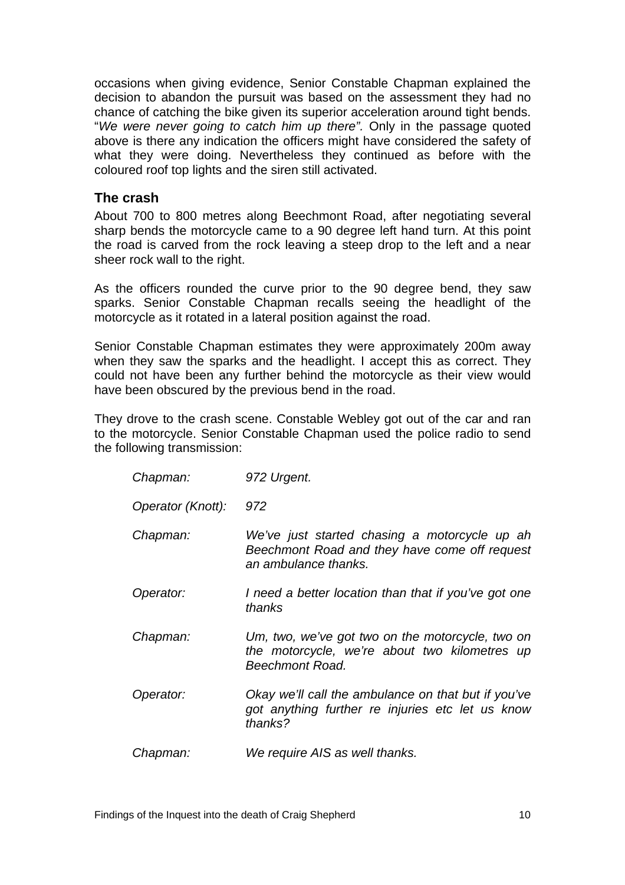occasions when giving evidence, Senior Constable Chapman explained the decision to abandon the pursuit was based on the assessment they had no chance of catching the bike given its superior acceleration around tight bends. "*We were never going to catch him up there".* Only in the passage quoted above is there any indication the officers might have considered the safety of what they were doing. Nevertheless they continued as before with the coloured roof top lights and the siren still activated.

### The crash

About 700 to 800 metres along Beechmont Road, after negotiating several sharp bends the motorcycle came to a 90 degree left hand turn. At this point the road is carved from the rock leaving a steep drop to the left and a near sheer rock wall to the right.

As the officers rounded the curve prior to the 90 degree bend, they saw sparks. Senior Constable Chapman recalls seeing the headlight of the motorcycle as it rotated in a lateral position against the road.

Senior Constable Chapman estimates they were approximately 200m away when they saw the sparks and the headlight. I accept this as correct. They could not have been any further behind the motorcycle as their view would have been obscured by the previous bend in the road.

They drove to the crash scene. Constable Webley got out of the car and ran to the motorcycle. Senior Constable Chapman used the police radio to send the following transmission:

> *Chapman:* *972 Urgent.*
>
> *Operator (Knott):* *972*
>
> *Chapman:* *We've just started chasing a motorcycle up ah Beechmont Road and they have come off request an ambulance thanks.*
>
> *Operator:* *I need a better location than that if you've got one thanks*
>
> *Chapman:* *Um, two, we've got two on the motorcycle, two on the motorcycle, we're about two kilometres up Beechmont Road.*
>
> *Operator:* *Okay we'll call the ambulance on that but if you've got anything further re injuries etc let us know thanks?*
>
> *Chapman:* *We require AIS as well thanks.*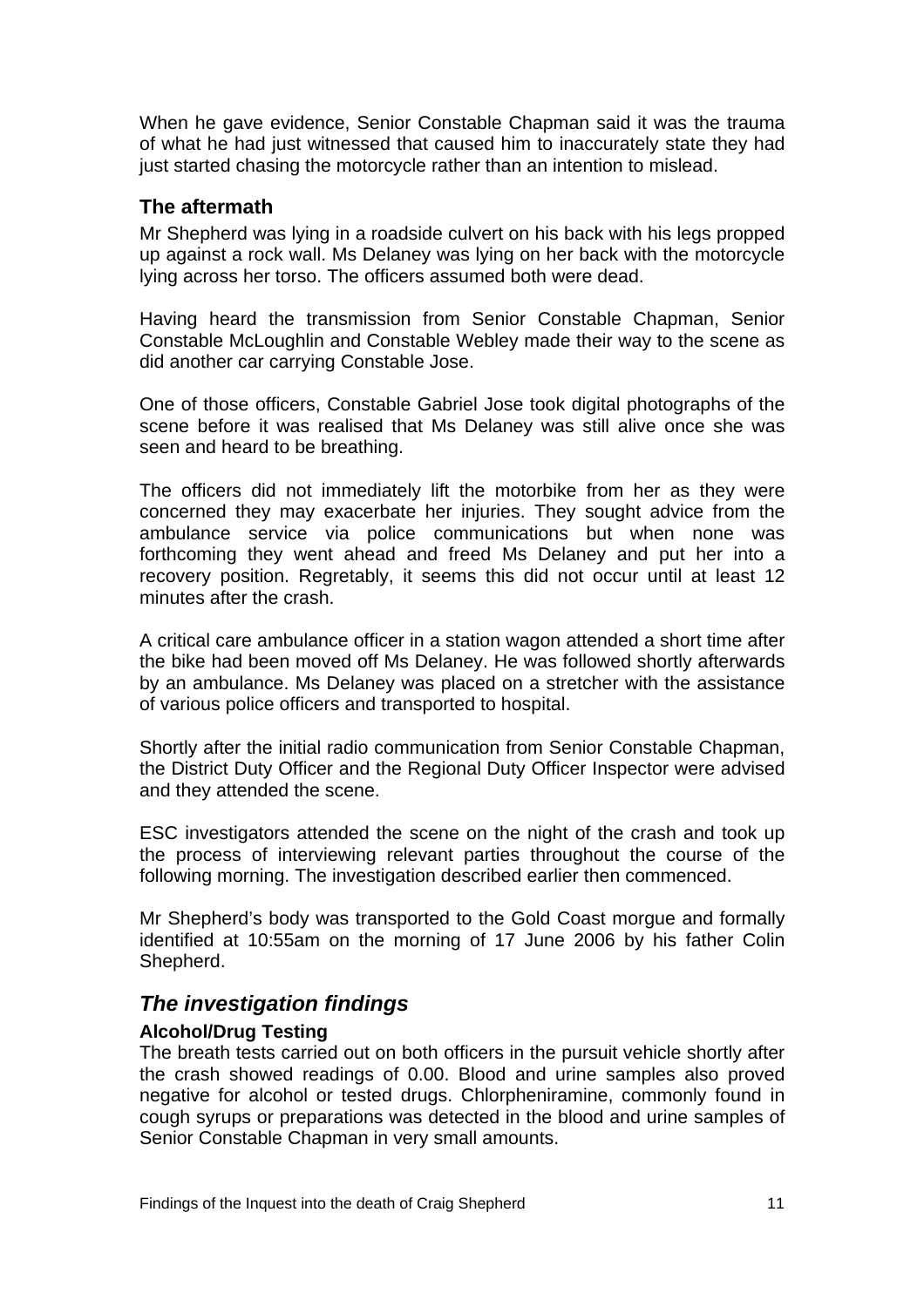When he gave evidence, Senior Constable Chapman said it was the trauma of what he had just witnessed that caused him to inaccurately state they had just started chasing the motorcycle rather than an intention to mislead.

### The aftermath

Mr Shepherd was lying in a roadside culvert on his back with his legs propped up against a rock wall. Ms Delaney was lying on her back with the motorcycle lying across her torso. The officers assumed both were dead.

Having heard the transmission from Senior Constable Chapman, Senior Constable McLoughlin and Constable Webley made their way to the scene as did another car carrying Constable Jose.

One of those officers, Constable Gabriel Jose took digital photographs of the scene before it was realised that Ms Delaney was still alive once she was seen and heard to be breathing.

The officers did not immediately lift the motorbike from her as they were concerned they may exacerbate her injuries. They sought advice from the ambulance service via police communications but when none was forthcoming they went ahead and freed Ms Delaney and put her into a recovery position. Regretably, it seems this did not occur until at least 12 minutes after the crash.

A critical care ambulance officer in a station wagon attended a short time after the bike had been moved off Ms Delaney. He was followed shortly afterwards by an ambulance. Ms Delaney was placed on a stretcher with the assistance of various police officers and transported to hospital.

Shortly after the initial radio communication from Senior Constable Chapman, the District Duty Officer and the Regional Duty Officer Inspector were advised and they attended the scene.

ESC investigators attended the scene on the night of the crash and took up the process of interviewing relevant parties throughout the course of the following morning. The investigation described earlier then commenced.

Mr Shepherd's body was transported to the Gold Coast morgue and formally identified at 10:55am on the morning of 17 June 2006 by his father Colin Shepherd.

## *The investigation findings*

#### Alcohol/Drug Testing

The breath tests carried out on both officers in the pursuit vehicle shortly after the crash showed readings of 0.00. Blood and urine samples also proved negative for alcohol or tested drugs. Chlorpheniramine, commonly found in cough syrups or preparations was detected in the blood and urine samples of Senior Constable Chapman in very small amounts.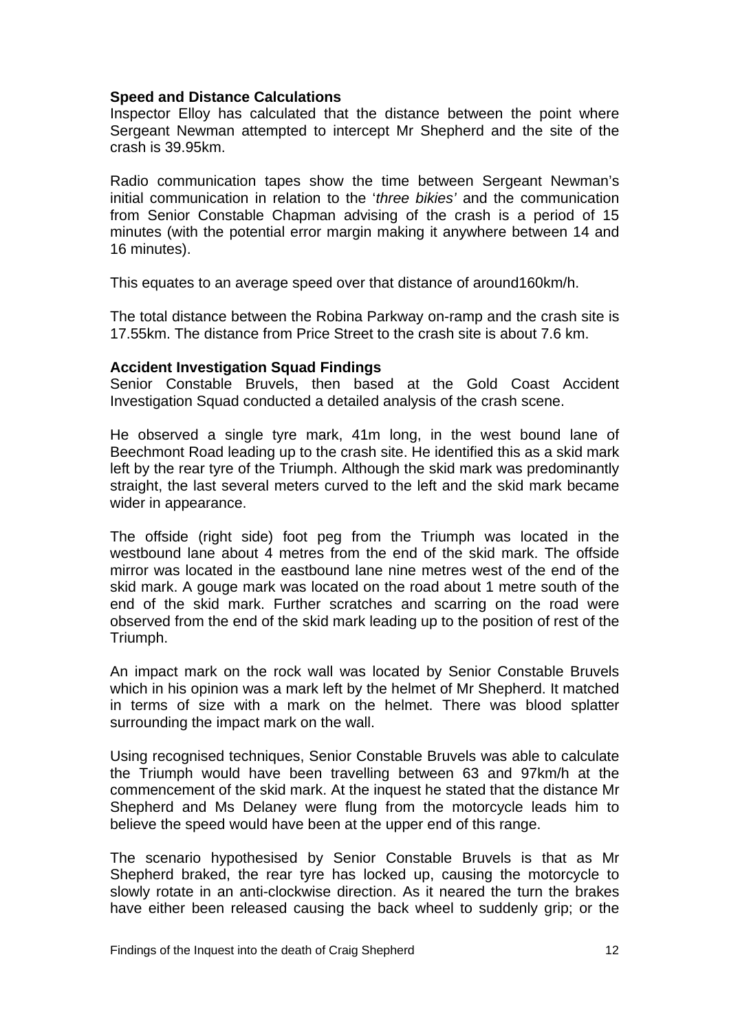**Speed and Distance Calculations**

Inspector Elloy has calculated that the distance between the point where Sergeant Newman attempted to intercept Mr Shepherd and the site of the crash is 39.95km.

Radio communication tapes show the time between Sergeant Newman's initial communication in relation to the '*three bikies'* and the communication from Senior Constable Chapman advising of the crash is a period of 15 minutes (with the potential error margin making it anywhere between 14 and 16 minutes).

This equates to an average speed over that distance of around160km/h.

The total distance between the Robina Parkway on-ramp and the crash site is 17.55km. The distance from Price Street to the crash site is about 7.6 km.

**Accident Investigation Squad Findings**

Senior Constable Bruvels, then based at the Gold Coast Accident Investigation Squad conducted a detailed analysis of the crash scene.

He observed a single tyre mark, 41m long, in the west bound lane of Beechmont Road leading up to the crash site. He identified this as a skid mark left by the rear tyre of the Triumph. Although the skid mark was predominantly straight, the last several meters curved to the left and the skid mark became wider in appearance.

The offside (right side) foot peg from the Triumph was located in the westbound lane about 4 metres from the end of the skid mark. The offside mirror was located in the eastbound lane nine metres west of the end of the skid mark. A gouge mark was located on the road about 1 metre south of the end of the skid mark. Further scratches and scarring on the road were observed from the end of the skid mark leading up to the position of rest of the Triumph.

An impact mark on the rock wall was located by Senior Constable Bruvels which in his opinion was a mark left by the helmet of Mr Shepherd. It matched in terms of size with a mark on the helmet. There was blood splatter surrounding the impact mark on the wall.

Using recognised techniques, Senior Constable Bruvels was able to calculate the Triumph would have been travelling between 63 and 97km/h at the commencement of the skid mark. At the inquest he stated that the distance Mr Shepherd and Ms Delaney were flung from the motorcycle leads him to believe the speed would have been at the upper end of this range.

The scenario hypothesised by Senior Constable Bruvels is that as Mr Shepherd braked, the rear tyre has locked up, causing the motorcycle to slowly rotate in an anti-clockwise direction. As it neared the turn the brakes have either been released causing the back wheel to suddenly grip; or the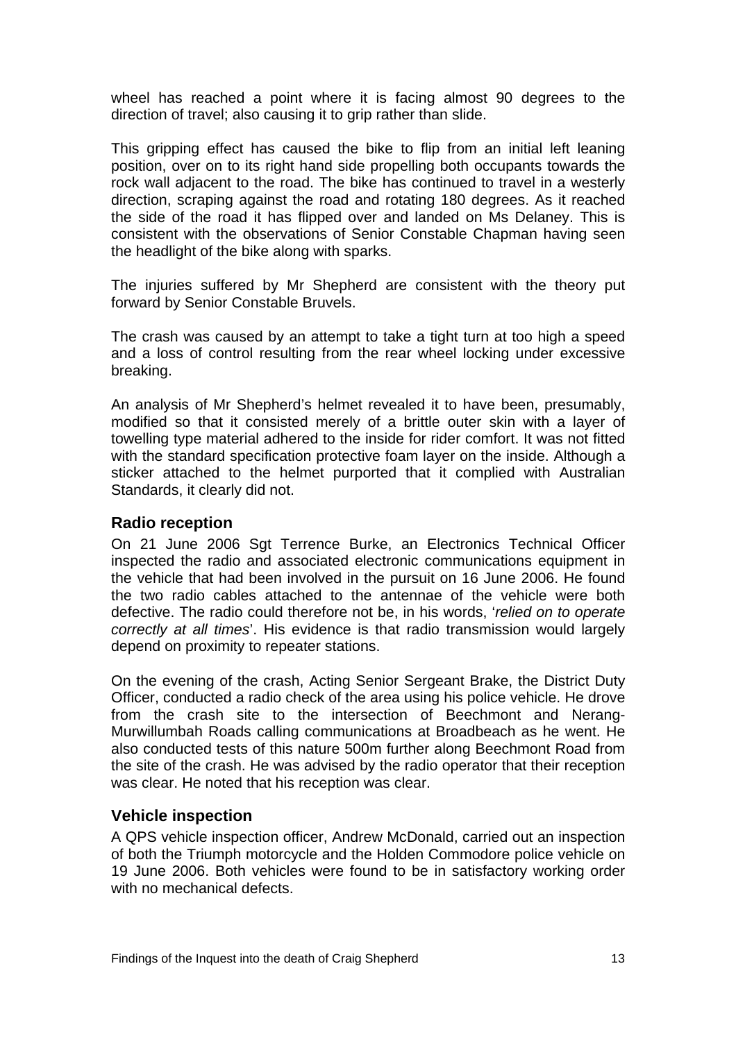wheel has reached a point where it is facing almost 90 degrees to the direction of travel; also causing it to grip rather than slide.

This gripping effect has caused the bike to flip from an initial left leaning position, over on to its right hand side propelling both occupants towards the rock wall adjacent to the road. The bike has continued to travel in a westerly direction, scraping against the road and rotating 180 degrees. As it reached the side of the road it has flipped over and landed on Ms Delaney. This is consistent with the observations of Senior Constable Chapman having seen the headlight of the bike along with sparks.

The injuries suffered by Mr Shepherd are consistent with the theory put forward by Senior Constable Bruvels.

The crash was caused by an attempt to take a tight turn at too high a speed and a loss of control resulting from the rear wheel locking under excessive breaking.

An analysis of Mr Shepherd's helmet revealed it to have been, presumably, modified so that it consisted merely of a brittle outer skin with a layer of towelling type material adhered to the inside for rider comfort. It was not fitted with the standard specification protective foam layer on the inside. Although a sticker attached to the helmet purported that it complied with Australian Standards, it clearly did not.

## Radio reception

On 21 June 2006 Sgt Terrence Burke, an Electronics Technical Officer inspected the radio and associated electronic communications equipment in the vehicle that had been involved in the pursuit on 16 June 2006. He found the two radio cables attached to the antennae of the vehicle were both defective. The radio could therefore not be, in his words, '*relied on to operate correctly at all times*'. His evidence is that radio transmission would largely depend on proximity to repeater stations.

On the evening of the crash, Acting Senior Sergeant Brake, the District Duty Officer, conducted a radio check of the area using his police vehicle. He drove from the crash site to the intersection of Beechmont and Nerang-Murwillumbah Roads calling communications at Broadbeach as he went. He also conducted tests of this nature 500m further along Beechmont Road from the site of the crash. He was advised by the radio operator that their reception was clear. He noted that his reception was clear.

## Vehicle inspection

A QPS vehicle inspection officer, Andrew McDonald, carried out an inspection of both the Triumph motorcycle and the Holden Commodore police vehicle on 19 June 2006. Both vehicles were found to be in satisfactory working order with no mechanical defects.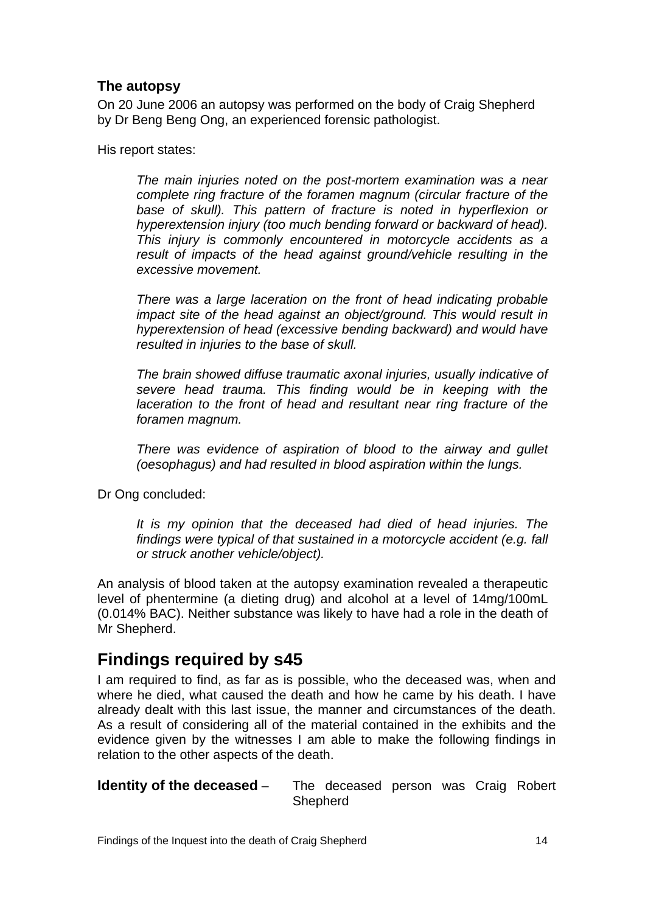### The autopsy

On 20 June 2006 an autopsy was performed on the body of Craig Shepherd by Dr Beng Beng Ong, an experienced forensic pathologist.

His report states:

> *The main injuries noted on the post-mortem examination was a near complete ring fracture of the foramen magnum (circular fracture of the base of skull). This pattern of fracture is noted in hyperflexion or hyperextension injury (too much bending forward or backward of head). This injury is commonly encountered in motorcycle accidents as a result of impacts of the head against ground/vehicle resulting in the excessive movement.*
>
> *There was a large laceration on the front of head indicating probable impact site of the head against an object/ground. This would result in hyperextension of head (excessive bending backward) and would have resulted in injuries to the base of skull.*
>
> *The brain showed diffuse traumatic axonal injuries, usually indicative of severe head trauma. This finding would be in keeping with the laceration to the front of head and resultant near ring fracture of the foramen magnum.*
>
> *There was evidence of aspiration of blood to the airway and gullet (oesophagus) and had resulted in blood aspiration within the lungs.*

Dr Ong concluded:

> *It is my opinion that the deceased had died of head injuries. The findings were typical of that sustained in a motorcycle accident (e.g. fall or struck another vehicle/object).*

An analysis of blood taken at the autopsy examination revealed a therapeutic level of phentermine (a dieting drug) and alcohol at a level of 14mg/100mL (0.014% BAC). Neither substance was likely to have had a role in the death of Mr Shepherd.

## Findings required by s45

I am required to find, as far as is possible, who the deceased was, when and where he died, what caused the death and how he came by his death. I have already dealt with this last issue, the manner and circumstances of the death. As a result of considering all of the material contained in the exhibits and the evidence given by the witnesses I am able to make the following findings in relation to the other aspects of the death.

**Identity of the deceased** – The deceased person was Craig Robert Shepherd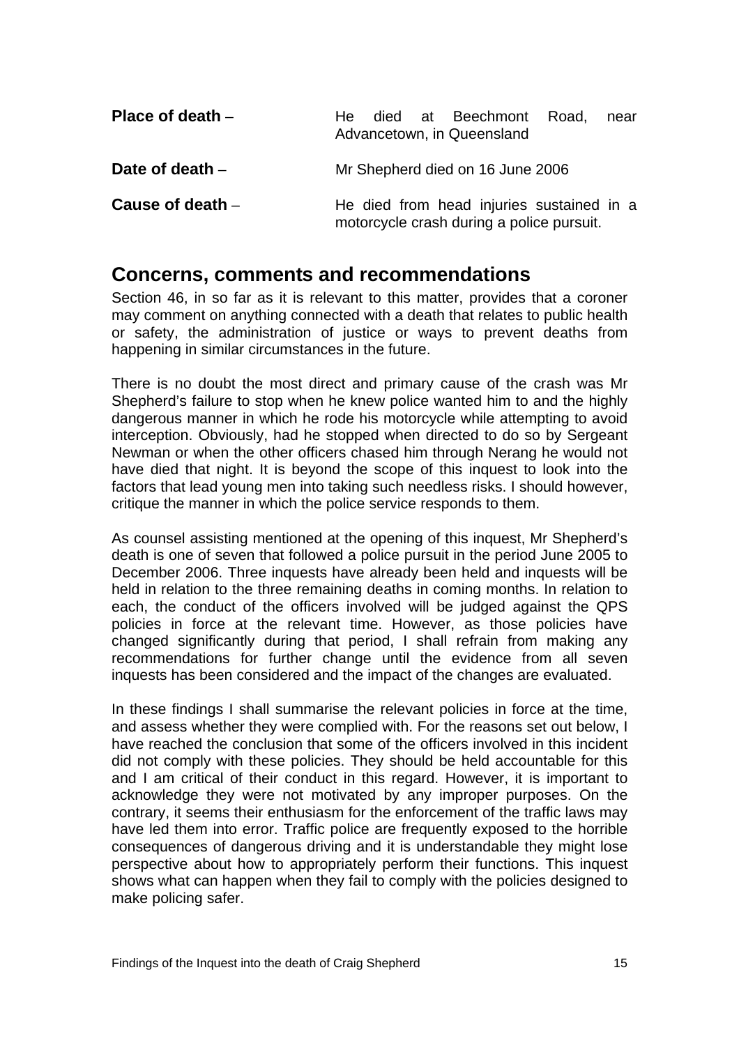**Place of death** – He died at Beechmont Road, near Advancetown, in Queensland

**Date of death** – Mr Shepherd died on 16 June 2006

**Cause of death** – He died from head injuries sustained in a motorcycle crash during a police pursuit.

## Concerns, comments and recommendations

Section 46, in so far as it is relevant to this matter, provides that a coroner may comment on anything connected with a death that relates to public health or safety, the administration of justice or ways to prevent deaths from happening in similar circumstances in the future.

There is no doubt the most direct and primary cause of the crash was Mr Shepherd's failure to stop when he knew police wanted him to and the highly dangerous manner in which he rode his motorcycle while attempting to avoid interception. Obviously, had he stopped when directed to do so by Sergeant Newman or when the other officers chased him through Nerang he would not have died that night. It is beyond the scope of this inquest to look into the factors that lead young men into taking such needless risks. I should however, critique the manner in which the police service responds to them.

As counsel assisting mentioned at the opening of this inquest, Mr Shepherd's death is one of seven that followed a police pursuit in the period June 2005 to December 2006. Three inquests have already been held and inquests will be held in relation to the three remaining deaths in coming months. In relation to each, the conduct of the officers involved will be judged against the QPS policies in force at the relevant time. However, as those policies have changed significantly during that period, I shall refrain from making any recommendations for further change until the evidence from all seven inquests has been considered and the impact of the changes are evaluated.

In these findings I shall summarise the relevant policies in force at the time, and assess whether they were complied with. For the reasons set out below, I have reached the conclusion that some of the officers involved in this incident did not comply with these policies. They should be held accountable for this and I am critical of their conduct in this regard. However, it is important to acknowledge they were not motivated by any improper purposes. On the contrary, it seems their enthusiasm for the enforcement of the traffic laws may have led them into error. Traffic police are frequently exposed to the horrible consequences of dangerous driving and it is understandable they might lose perspective about how to appropriately perform their functions. This inquest shows what can happen when they fail to comply with the policies designed to make policing safer.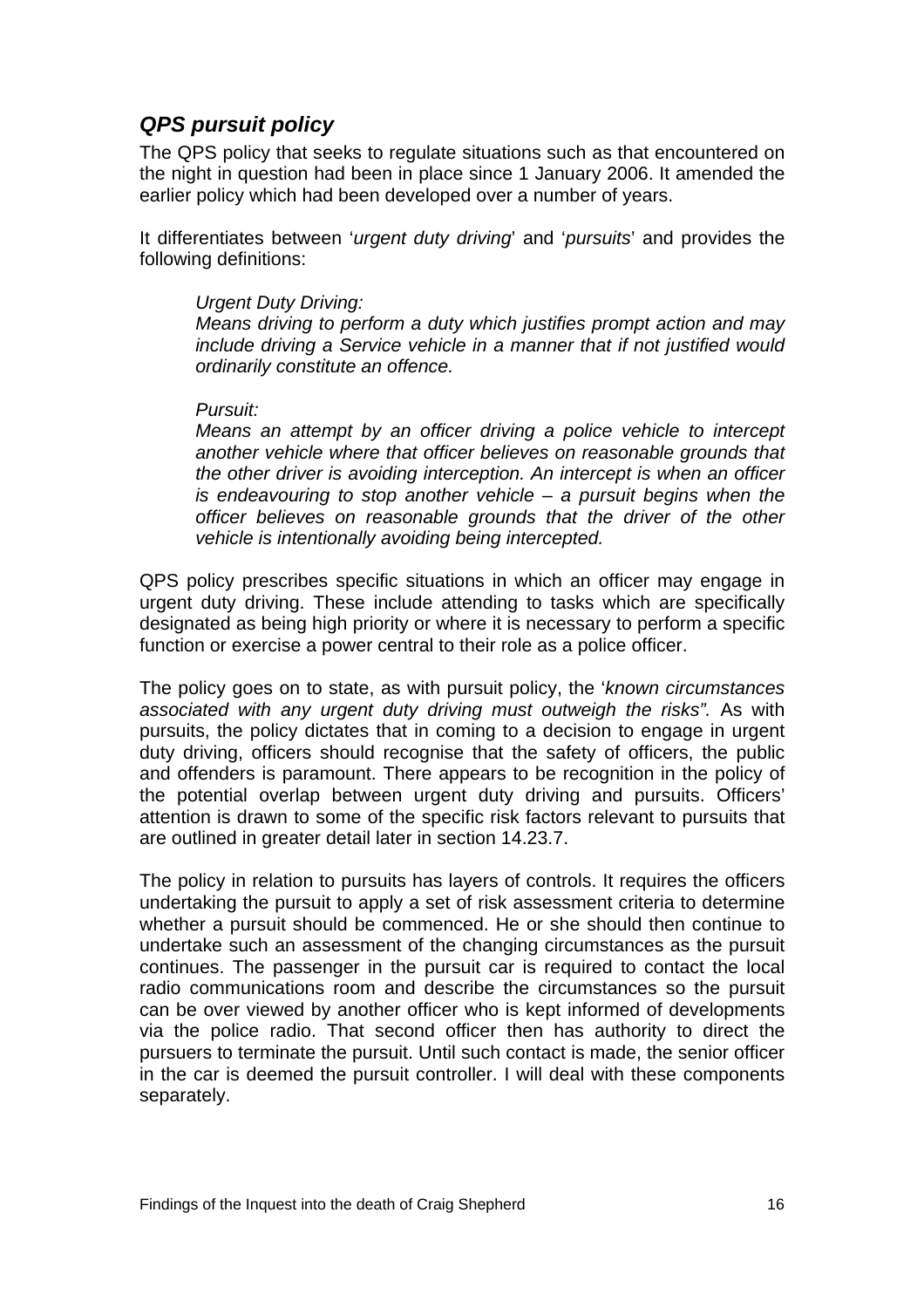## *QPS pursuit policy*

The QPS policy that seeks to regulate situations such as that encountered on the night in question had been in place since 1 January 2006. It amended the earlier policy which had been developed over a number of years.

It differentiates between '*urgent duty driving*' and '*pursuits*' and provides the following definitions:

> *Urgent Duty Driving:*
> *Means driving to perform a duty which justifies prompt action and may include driving a Service vehicle in a manner that if not justified would ordinarily constitute an offence.*
>
> *Pursuit:*
> *Means an attempt by an officer driving a police vehicle to intercept another vehicle where that officer believes on reasonable grounds that the other driver is avoiding interception. An intercept is when an officer is endeavouring to stop another vehicle – a pursuit begins when the officer believes on reasonable grounds that the driver of the other vehicle is intentionally avoiding being intercepted.*

QPS policy prescribes specific situations in which an officer may engage in urgent duty driving. These include attending to tasks which are specifically designated as being high priority or where it is necessary to perform a specific function or exercise a power central to their role as a police officer.

The policy goes on to state, as with pursuit policy, the '*known circumstances associated with any urgent duty driving must outweigh the risks".* As with pursuits, the policy dictates that in coming to a decision to engage in urgent duty driving, officers should recognise that the safety of officers, the public and offenders is paramount. There appears to be recognition in the policy of the potential overlap between urgent duty driving and pursuits. Officers' attention is drawn to some of the specific risk factors relevant to pursuits that are outlined in greater detail later in section 14.23.7.

The policy in relation to pursuits has layers of controls. It requires the officers undertaking the pursuit to apply a set of risk assessment criteria to determine whether a pursuit should be commenced. He or she should then continue to undertake such an assessment of the changing circumstances as the pursuit continues. The passenger in the pursuit car is required to contact the local radio communications room and describe the circumstances so the pursuit can be over viewed by another officer who is kept informed of developments via the police radio. That second officer then has authority to direct the pursuers to terminate the pursuit. Until such contact is made, the senior officer in the car is deemed the pursuit controller. I will deal with these components separately.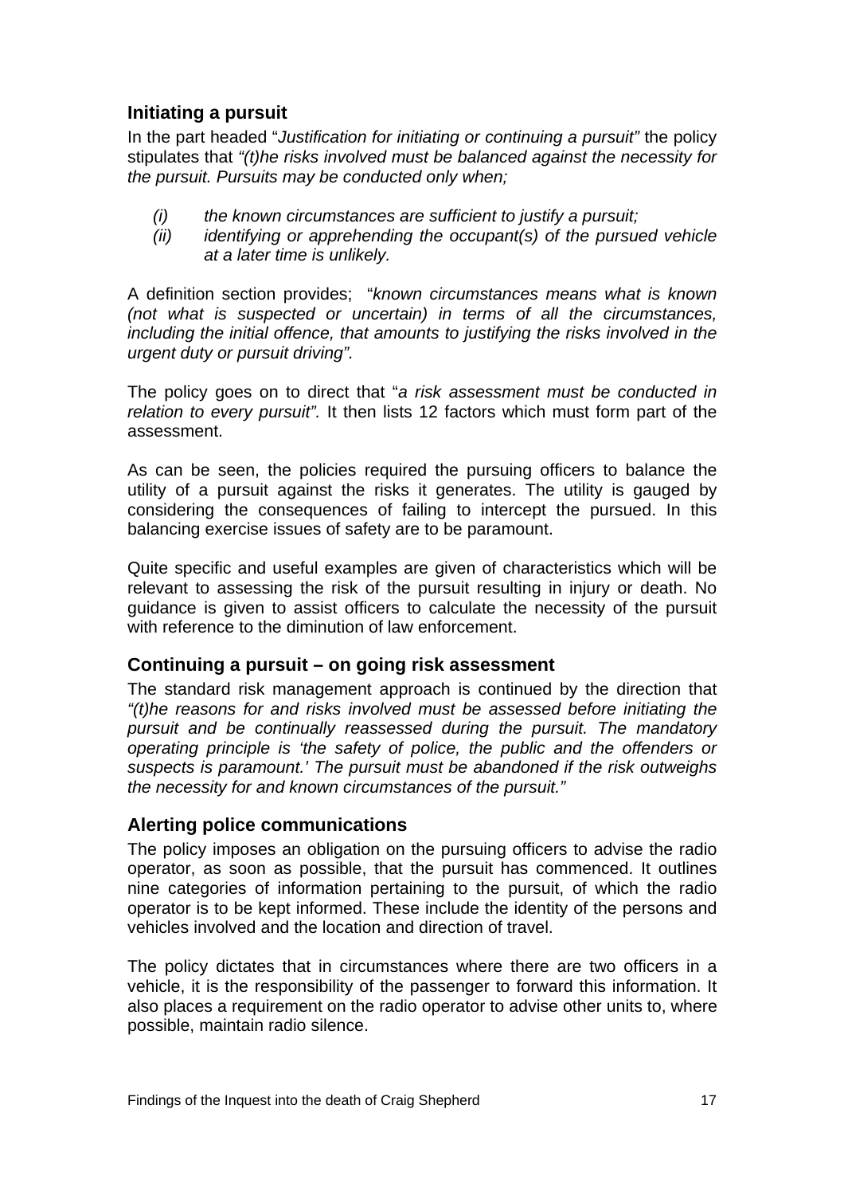## Initiating a pursuit

In the part headed "*Justification for initiating or continuing a pursuit"* the policy stipulates that *"(t)he risks involved must be balanced against the necessity for the pursuit. Pursuits may be conducted only when;*

- *(i) the known circumstances are sufficient to justify a pursuit;*
- *(ii) identifying or apprehending the occupant(s) of the pursued vehicle at a later time is unlikely.*

A definition section provides; "*known circumstances means what is known (not what is suspected or uncertain) in terms of all the circumstances, including the initial offence, that amounts to justifying the risks involved in the urgent duty or pursuit driving".*

The policy goes on to direct that "*a risk assessment must be conducted in relation to every pursuit".* It then lists 12 factors which must form part of the assessment.

As can be seen, the policies required the pursuing officers to balance the utility of a pursuit against the risks it generates. The utility is gauged by considering the consequences of failing to intercept the pursued. In this balancing exercise issues of safety are to be paramount.

Quite specific and useful examples are given of characteristics which will be relevant to assessing the risk of the pursuit resulting in injury or death. No guidance is given to assist officers to calculate the necessity of the pursuit with reference to the diminution of law enforcement.

## Continuing a pursuit – on going risk assessment

The standard risk management approach is continued by the direction that *"(t)he reasons for and risks involved must be assessed before initiating the pursuit and be continually reassessed during the pursuit. The mandatory operating principle is 'the safety of police, the public and the offenders or suspects is paramount.' The pursuit must be abandoned if the risk outweighs the necessity for and known circumstances of the pursuit."*

## Alerting police communications

The policy imposes an obligation on the pursuing officers to advise the radio operator, as soon as possible, that the pursuit has commenced. It outlines nine categories of information pertaining to the pursuit, of which the radio operator is to be kept informed. These include the identity of the persons and vehicles involved and the location and direction of travel.

The policy dictates that in circumstances where there are two officers in a vehicle, it is the responsibility of the passenger to forward this information. It also places a requirement on the radio operator to advise other units to, where possible, maintain radio silence.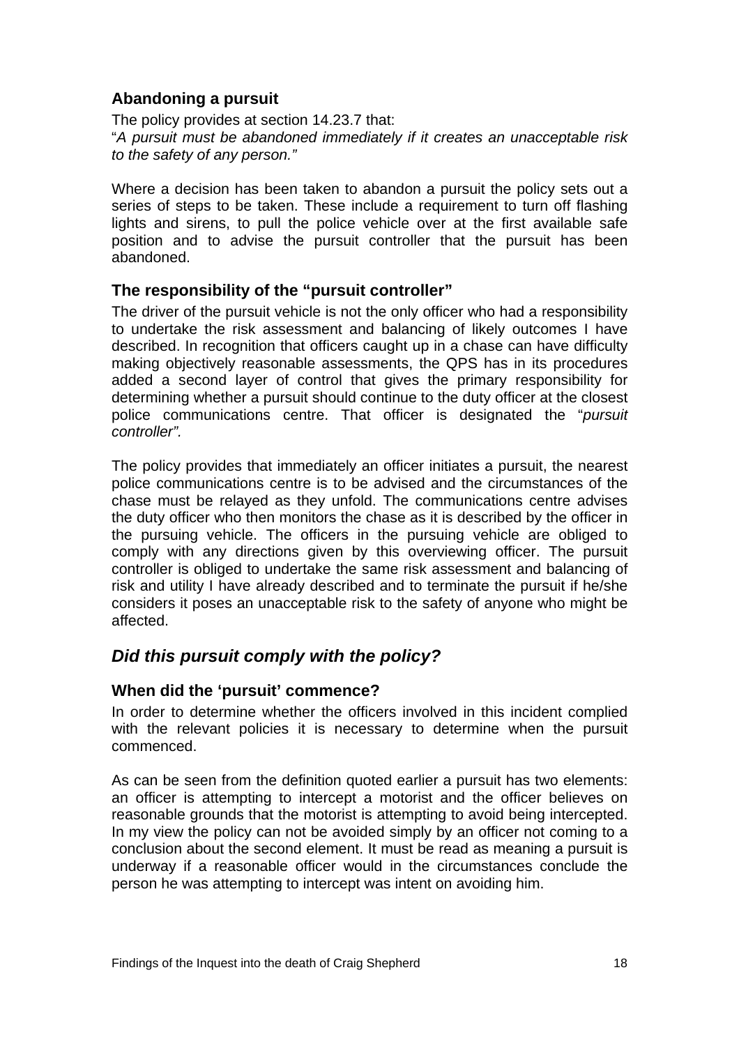### Abandoning a pursuit

The policy provides at section 14.23.7 that:
"*A pursuit must be abandoned immediately if it creates an unacceptable risk to the safety of any person.*"

Where a decision has been taken to abandon a pursuit the policy sets out a series of steps to be taken. These include a requirement to turn off flashing lights and sirens, to pull the police vehicle over at the first available safe position and to advise the pursuit controller that the pursuit has been abandoned.

### The responsibility of the "pursuit controller"

The driver of the pursuit vehicle is not the only officer who had a responsibility to undertake the risk assessment and balancing of likely outcomes I have described. In recognition that officers caught up in a chase can have difficulty making objectively reasonable assessments, the QPS has in its procedures added a second layer of control that gives the primary responsibility for determining whether a pursuit should continue to the duty officer at the closest police communications centre. That officer is designated the "*pursuit controller*".

The policy provides that immediately an officer initiates a pursuit, the nearest police communications centre is to be advised and the circumstances of the chase must be relayed as they unfold. The communications centre advises the duty officer who then monitors the chase as it is described by the officer in the pursuing vehicle. The officers in the pursuing vehicle are obliged to comply with any directions given by this overviewing officer. The pursuit controller is obliged to undertake the same risk assessment and balancing of risk and utility I have already described and to terminate the pursuit if he/she considers it poses an unacceptable risk to the safety of anyone who might be affected.

## *Did this pursuit comply with the policy?*

### When did the 'pursuit' commence?

In order to determine whether the officers involved in this incident complied with the relevant policies it is necessary to determine when the pursuit commenced.

As can be seen from the definition quoted earlier a pursuit has two elements: an officer is attempting to intercept a motorist and the officer believes on reasonable grounds that the motorist is attempting to avoid being intercepted. In my view the policy can not be avoided simply by an officer not coming to a conclusion about the second element. It must be read as meaning a pursuit is underway if a reasonable officer would in the circumstances conclude the person he was attempting to intercept was intent on avoiding him.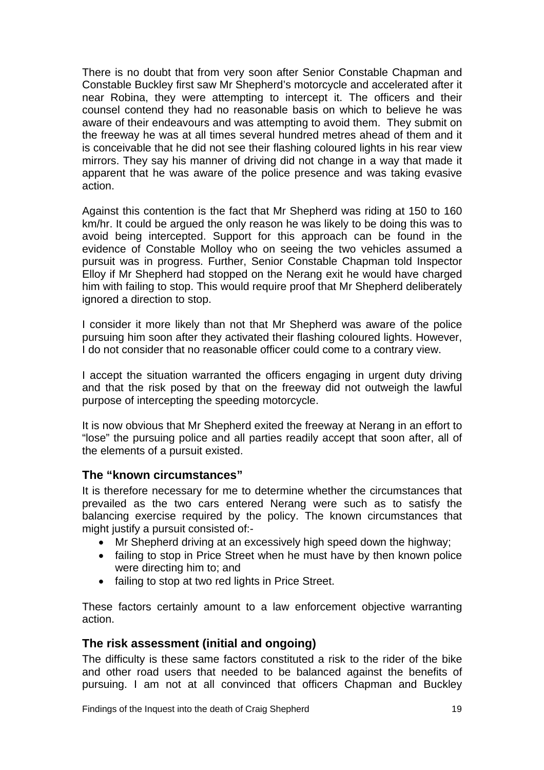There is no doubt that from very soon after Senior Constable Chapman and Constable Buckley first saw Mr Shepherd's motorcycle and accelerated after it near Robina, they were attempting to intercept it. The officers and their counsel contend they had no reasonable basis on which to believe he was aware of their endeavours and was attempting to avoid them. They submit on the freeway he was at all times several hundred metres ahead of them and it is conceivable that he did not see their flashing coloured lights in his rear view mirrors. They say his manner of driving did not change in a way that made it apparent that he was aware of the police presence and was taking evasive action.

Against this contention is the fact that Mr Shepherd was riding at 150 to 160 km/hr. It could be argued the only reason he was likely to be doing this was to avoid being intercepted. Support for this approach can be found in the evidence of Constable Molloy who on seeing the two vehicles assumed a pursuit was in progress. Further, Senior Constable Chapman told Inspector Elloy if Mr Shepherd had stopped on the Nerang exit he would have charged him with failing to stop. This would require proof that Mr Shepherd deliberately ignored a direction to stop.

I consider it more likely than not that Mr Shepherd was aware of the police pursuing him soon after they activated their flashing coloured lights. However, I do not consider that no reasonable officer could come to a contrary view.

I accept the situation warranted the officers engaging in urgent duty driving and that the risk posed by that on the freeway did not outweigh the lawful purpose of intercepting the speeding motorcycle.

It is now obvious that Mr Shepherd exited the freeway at Nerang in an effort to "lose" the pursuing police and all parties readily accept that soon after, all of the elements of a pursuit existed.

### The "known circumstances"

It is therefore necessary for me to determine whether the circumstances that prevailed as the two cars entered Nerang were such as to satisfy the balancing exercise required by the policy. The known circumstances that might justify a pursuit consisted of:-

- Mr Shepherd driving at an excessively high speed down the highway;
- failing to stop in Price Street when he must have by then known police were directing him to; and
- failing to stop at two red lights in Price Street.

These factors certainly amount to a law enforcement objective warranting action.

### The risk assessment (initial and ongoing)

The difficulty is these same factors constituted a risk to the rider of the bike and other road users that needed to be balanced against the benefits of pursuing. I am not at all convinced that officers Chapman and Buckley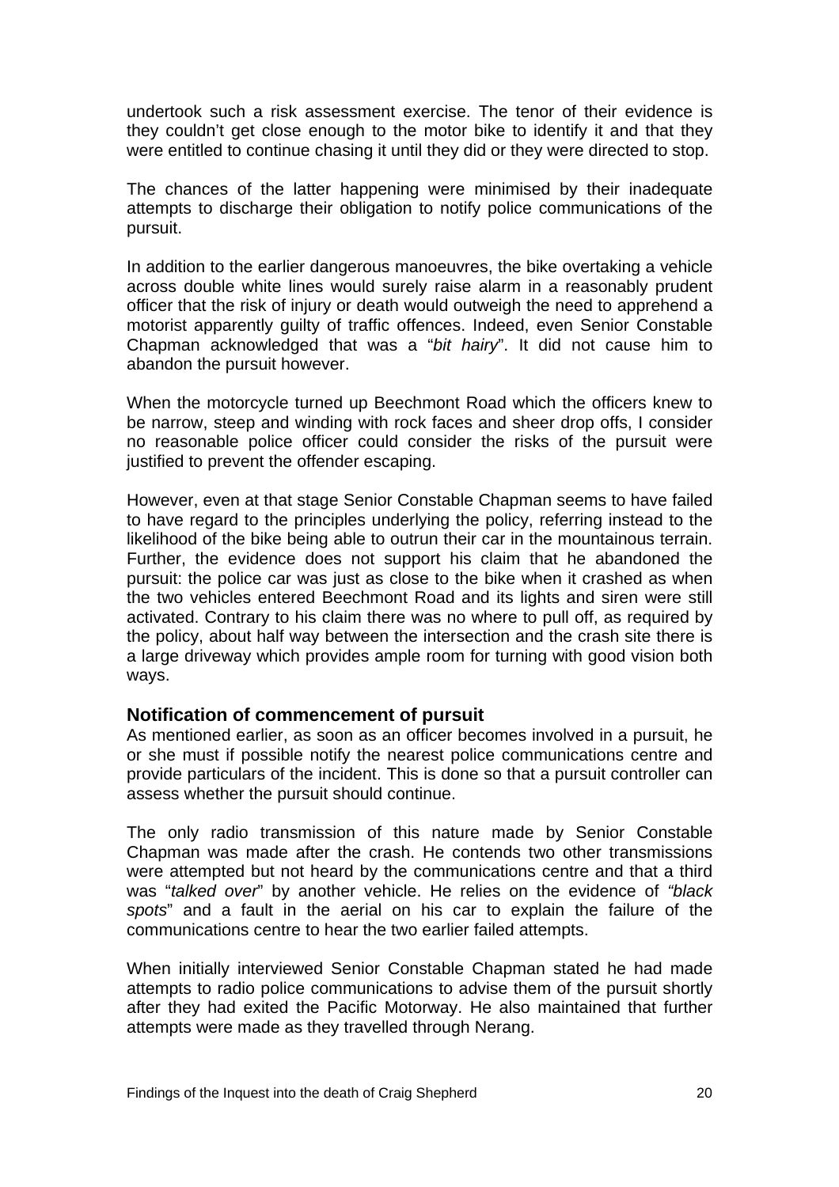undertook such a risk assessment exercise. The tenor of their evidence is they couldn't get close enough to the motor bike to identify it and that they were entitled to continue chasing it until they did or they were directed to stop.

The chances of the latter happening were minimised by their inadequate attempts to discharge their obligation to notify police communications of the pursuit.

In addition to the earlier dangerous manoeuvres, the bike overtaking a vehicle across double white lines would surely raise alarm in a reasonably prudent officer that the risk of injury or death would outweigh the need to apprehend a motorist apparently guilty of traffic offences. Indeed, even Senior Constable Chapman acknowledged that was a "*bit hairy*". It did not cause him to abandon the pursuit however.

When the motorcycle turned up Beechmont Road which the officers knew to be narrow, steep and winding with rock faces and sheer drop offs, I consider no reasonable police officer could consider the risks of the pursuit were justified to prevent the offender escaping.

However, even at that stage Senior Constable Chapman seems to have failed to have regard to the principles underlying the policy, referring instead to the likelihood of the bike being able to outrun their car in the mountainous terrain. Further, the evidence does not support his claim that he abandoned the pursuit: the police car was just as close to the bike when it crashed as when the two vehicles entered Beechmont Road and its lights and siren were still activated. Contrary to his claim there was no where to pull off, as required by the policy, about half way between the intersection and the crash site there is a large driveway which provides ample room for turning with good vision both ways.

### Notification of commencement of pursuit

As mentioned earlier, as soon as an officer becomes involved in a pursuit, he or she must if possible notify the nearest police communications centre and provide particulars of the incident. This is done so that a pursuit controller can assess whether the pursuit should continue.

The only radio transmission of this nature made by Senior Constable Chapman was made after the crash. He contends two other transmissions were attempted but not heard by the communications centre and that a third was "*talked over*" by another vehicle. He relies on the evidence of *"black spots*" and a fault in the aerial on his car to explain the failure of the communications centre to hear the two earlier failed attempts.

When initially interviewed Senior Constable Chapman stated he had made attempts to radio police communications to advise them of the pursuit shortly after they had exited the Pacific Motorway. He also maintained that further attempts were made as they travelled through Nerang.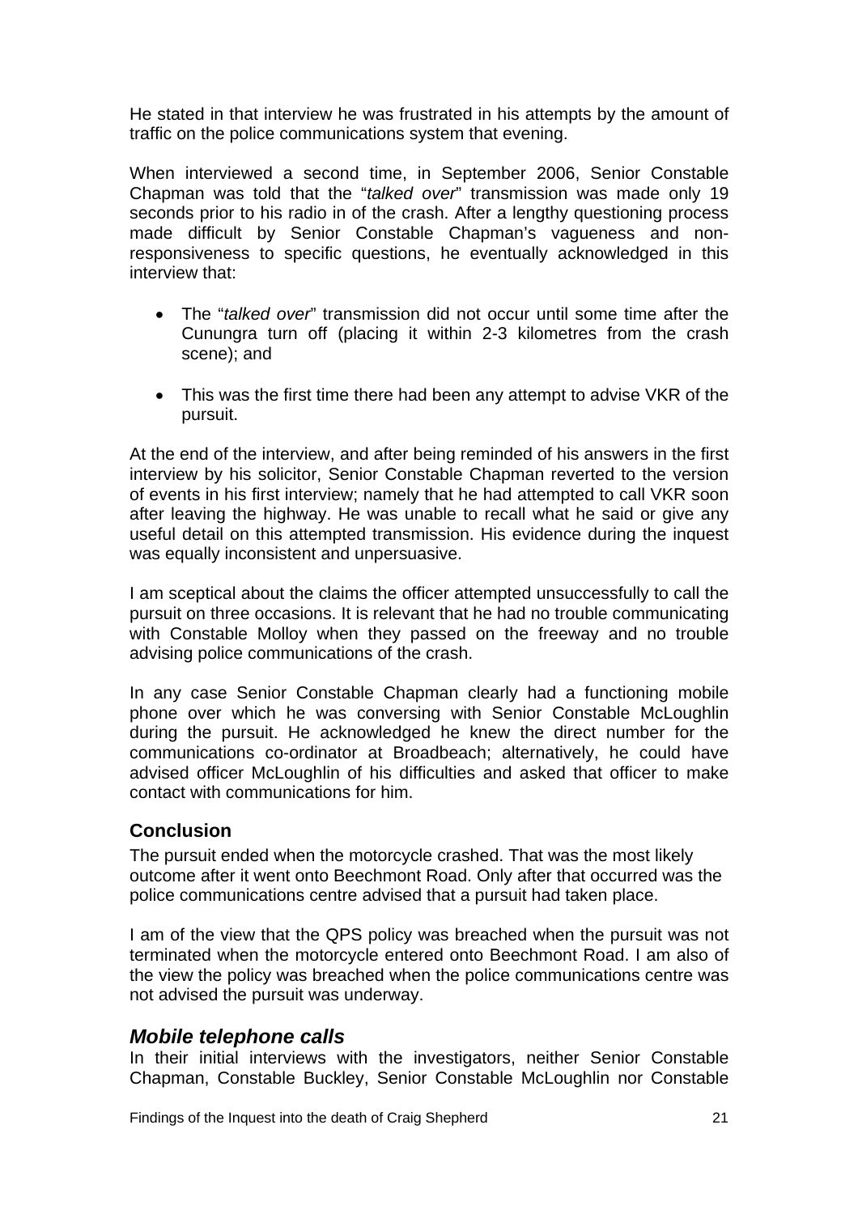He stated in that interview he was frustrated in his attempts by the amount of traffic on the police communications system that evening.

When interviewed a second time, in September 2006, Senior Constable Chapman was told that the "*talked over*" transmission was made only 19 seconds prior to his radio in of the crash. After a lengthy questioning process made difficult by Senior Constable Chapman's vagueness and non-responsiveness to specific questions, he eventually acknowledged in this interview that:

- The "*talked over*" transmission did not occur until some time after the Cunungra turn off (placing it within 2-3 kilometres from the crash scene); and
- This was the first time there had been any attempt to advise VKR of the pursuit.

At the end of the interview, and after being reminded of his answers in the first interview by his solicitor, Senior Constable Chapman reverted to the version of events in his first interview; namely that he had attempted to call VKR soon after leaving the highway. He was unable to recall what he said or give any useful detail on this attempted transmission. His evidence during the inquest was equally inconsistent and unpersuasive.

I am sceptical about the claims the officer attempted unsuccessfully to call the pursuit on three occasions. It is relevant that he had no trouble communicating with Constable Molloy when they passed on the freeway and no trouble advising police communications of the crash.

In any case Senior Constable Chapman clearly had a functioning mobile phone over which he was conversing with Senior Constable McLoughlin during the pursuit. He acknowledged he knew the direct number for the communications co-ordinator at Broadbeach; alternatively, he could have advised officer McLoughlin of his difficulties and asked that officer to make contact with communications for him.

### Conclusion

The pursuit ended when the motorcycle crashed. That was the most likely outcome after it went onto Beechmont Road. Only after that occurred was the police communications centre advised that a pursuit had taken place.

I am of the view that the QPS policy was breached when the pursuit was not terminated when the motorcycle entered onto Beechmont Road. I am also of the view the policy was breached when the police communications centre was not advised the pursuit was underway.

## *Mobile telephone calls*

In their initial interviews with the investigators, neither Senior Constable Chapman, Constable Buckley, Senior Constable McLoughlin nor Constable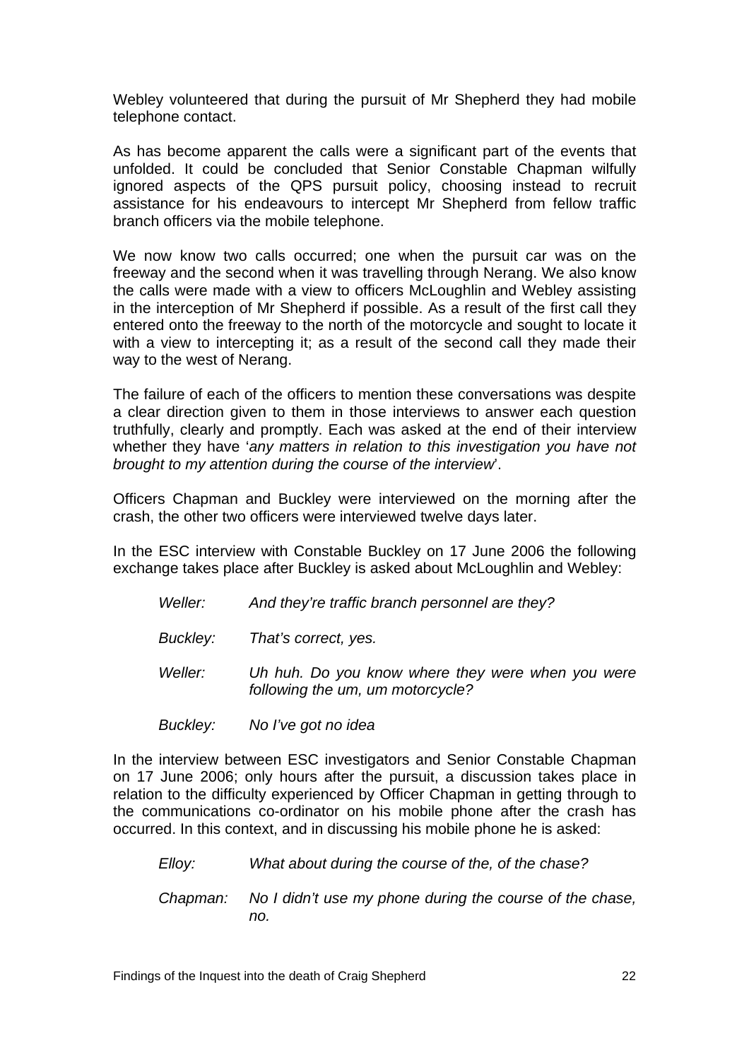Webley volunteered that during the pursuit of Mr Shepherd they had mobile telephone contact.

As has become apparent the calls were a significant part of the events that unfolded. It could be concluded that Senior Constable Chapman wilfully ignored aspects of the QPS pursuit policy, choosing instead to recruit assistance for his endeavours to intercept Mr Shepherd from fellow traffic branch officers via the mobile telephone.

We now know two calls occurred; one when the pursuit car was on the freeway and the second when it was travelling through Nerang. We also know the calls were made with a view to officers McLoughlin and Webley assisting in the interception of Mr Shepherd if possible. As a result of the first call they entered onto the freeway to the north of the motorcycle and sought to locate it with a view to intercepting it; as a result of the second call they made their way to the west of Nerang.

The failure of each of the officers to mention these conversations was despite a clear direction given to them in those interviews to answer each question truthfully, clearly and promptly. Each was asked at the end of their interview whether they have '*any matters in relation to this investigation you have not brought to my attention during the course of the interview*'.

Officers Chapman and Buckley were interviewed on the morning after the crash, the other two officers were interviewed twelve days later.

In the ESC interview with Constable Buckley on 17 June 2006 the following exchange takes place after Buckley is asked about McLoughlin and Webley:

> *Weller:* *And they're traffic branch personnel are they?*
>
> *Buckley:* *That's correct, yes.*
>
> *Weller:* *Uh huh. Do you know where they were when you were following the um, um motorcycle?*
>
> *Buckley:* *No I've got no idea*

In the interview between ESC investigators and Senior Constable Chapman on 17 June 2006; only hours after the pursuit, a discussion takes place in relation to the difficulty experienced by Officer Chapman in getting through to the communications co-ordinator on his mobile phone after the crash has occurred. In this context, and in discussing his mobile phone he is asked:

> *Elloy:* *What about during the course of the, of the chase?*
>
> *Chapman:* *No I didn't use my phone during the course of the chase, no.*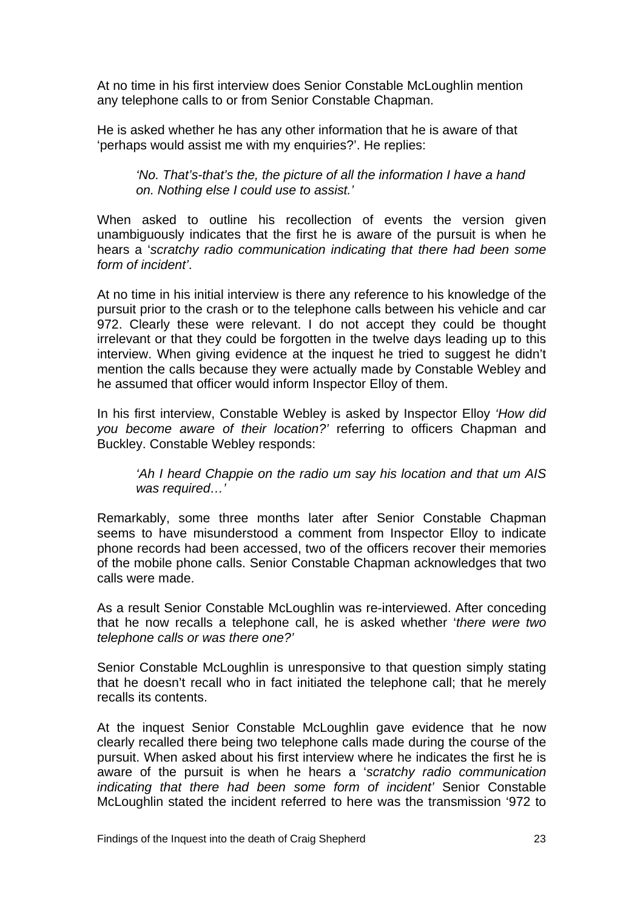At no time in his first interview does Senior Constable McLoughlin mention any telephone calls to or from Senior Constable Chapman.

He is asked whether he has any other information that he is aware of that 'perhaps would assist me with my enquiries?'. He replies:

> *'No. That's-that's the, the picture of all the information I have a hand on. Nothing else I could use to assist.'*

When asked to outline his recollection of events the version given unambiguously indicates that the first he is aware of the pursuit is when he hears a '*scratchy radio communication indicating that there had been some form of incident'*.

At no time in his initial interview is there any reference to his knowledge of the pursuit prior to the crash or to the telephone calls between his vehicle and car 972. Clearly these were relevant. I do not accept they could be thought irrelevant or that they could be forgotten in the twelve days leading up to this interview. When giving evidence at the inquest he tried to suggest he didn't mention the calls because they were actually made by Constable Webley and he assumed that officer would inform Inspector Elloy of them.

In his first interview, Constable Webley is asked by Inspector Elloy *'How did you become aware of their location?'* referring to officers Chapman and Buckley. Constable Webley responds:

> *'Ah I heard Chappie on the radio um say his location and that um AIS was required…'*

Remarkably, some three months later after Senior Constable Chapman seems to have misunderstood a comment from Inspector Elloy to indicate phone records had been accessed, two of the officers recover their memories of the mobile phone calls. Senior Constable Chapman acknowledges that two calls were made.

As a result Senior Constable McLoughlin was re-interviewed. After conceding that he now recalls a telephone call, he is asked whether '*there were two telephone calls or was there one?'*

Senior Constable McLoughlin is unresponsive to that question simply stating that he doesn't recall who in fact initiated the telephone call; that he merely recalls its contents.

At the inquest Senior Constable McLoughlin gave evidence that he now clearly recalled there being two telephone calls made during the course of the pursuit. When asked about his first interview where he indicates the first he is aware of the pursuit is when he hears a '*scratchy radio communication indicating that there had been some form of incident'* Senior Constable McLoughlin stated the incident referred to here was the transmission '972 to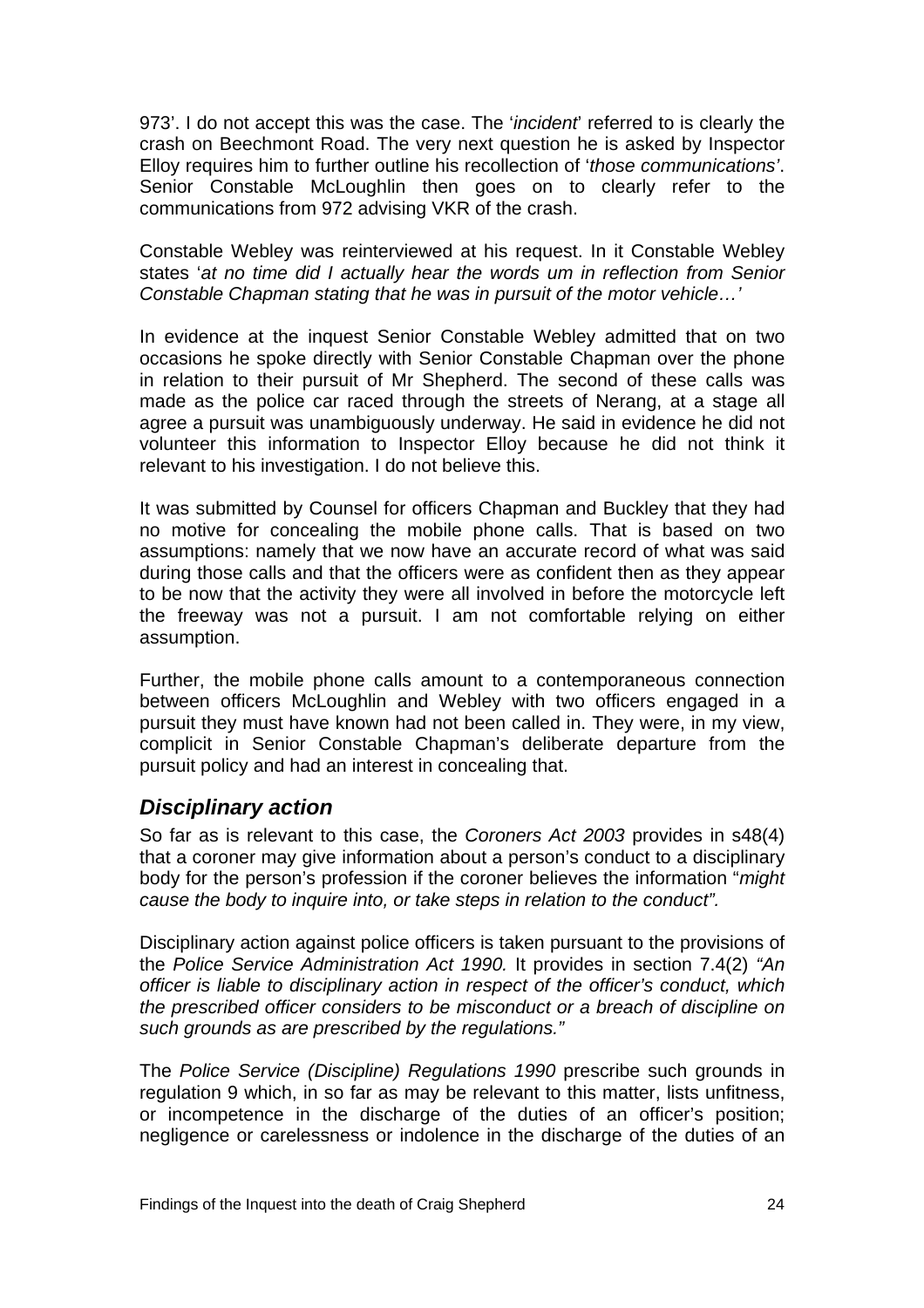973'. I do not accept this was the case. The '*incident*' referred to is clearly the crash on Beechmont Road. The very next question he is asked by Inspector Elloy requires him to further outline his recollection of '*those communications'*. Senior Constable McLoughlin then goes on to clearly refer to the communications from 972 advising VKR of the crash.

Constable Webley was reinterviewed at his request. In it Constable Webley states '*at no time did I actually hear the words um in reflection from Senior Constable Chapman stating that he was in pursuit of the motor vehicle…'*

In evidence at the inquest Senior Constable Webley admitted that on two occasions he spoke directly with Senior Constable Chapman over the phone in relation to their pursuit of Mr Shepherd. The second of these calls was made as the police car raced through the streets of Nerang, at a stage all agree a pursuit was unambiguously underway. He said in evidence he did not volunteer this information to Inspector Elloy because he did not think it relevant to his investigation. I do not believe this.

It was submitted by Counsel for officers Chapman and Buckley that they had no motive for concealing the mobile phone calls. That is based on two assumptions: namely that we now have an accurate record of what was said during those calls and that the officers were as confident then as they appear to be now that the activity they were all involved in before the motorcycle left the freeway was not a pursuit. I am not comfortable relying on either assumption.

Further, the mobile phone calls amount to a contemporaneous connection between officers McLoughlin and Webley with two officers engaged in a pursuit they must have known had not been called in. They were, in my view, complicit in Senior Constable Chapman's deliberate departure from the pursuit policy and had an interest in concealing that.

## *Disciplinary action*

So far as is relevant to this case, the *Coroners Act 2003* provides in s48(4) that a coroner may give information about a person's conduct to a disciplinary body for the person's profession if the coroner believes the information "*might cause the body to inquire into, or take steps in relation to the conduct".*

Disciplinary action against police officers is taken pursuant to the provisions of the *Police Service Administration Act 1990.* It provides in section 7.4(2) *"An officer is liable to disciplinary action in respect of the officer's conduct, which the prescribed officer considers to be misconduct or a breach of discipline on such grounds as are prescribed by the regulations."*

The *Police Service (Discipline) Regulations 1990* prescribe such grounds in regulation 9 which, in so far as may be relevant to this matter, lists unfitness, or incompetence in the discharge of the duties of an officer's position; negligence or carelessness or indolence in the discharge of the duties of an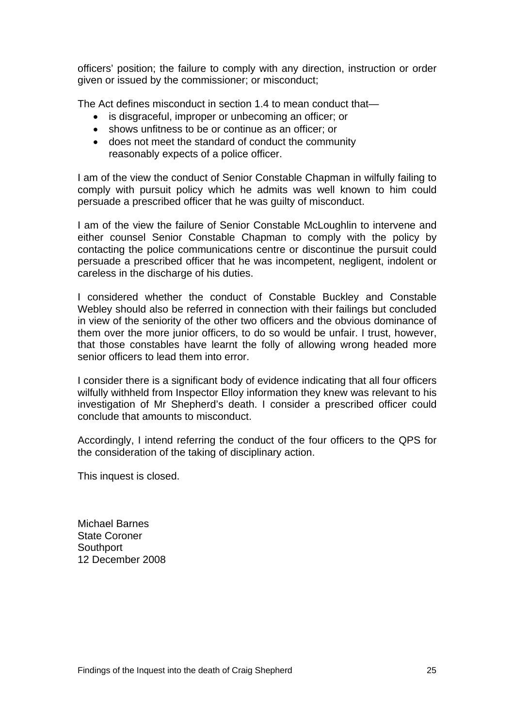officers' position; the failure to comply with any direction, instruction or order given or issued by the commissioner; or misconduct;

The Act defines misconduct in section 1.4 to mean conduct that—

- is disgraceful, improper or unbecoming an officer; or
- shows unfitness to be or continue as an officer; or
- does not meet the standard of conduct the community reasonably expects of a police officer.

I am of the view the conduct of Senior Constable Chapman in wilfully failing to comply with pursuit policy which he admits was well known to him could persuade a prescribed officer that he was guilty of misconduct.

I am of the view the failure of Senior Constable McLoughlin to intervene and either counsel Senior Constable Chapman to comply with the policy by contacting the police communications centre or discontinue the pursuit could persuade a prescribed officer that he was incompetent, negligent, indolent or careless in the discharge of his duties.

I considered whether the conduct of Constable Buckley and Constable Webley should also be referred in connection with their failings but concluded in view of the seniority of the other two officers and the obvious dominance of them over the more junior officers, to do so would be unfair. I trust, however, that those constables have learnt the folly of allowing wrong headed more senior officers to lead them into error.

I consider there is a significant body of evidence indicating that all four officers wilfully withheld from Inspector Elloy information they knew was relevant to his investigation of Mr Shepherd's death. I consider a prescribed officer could conclude that amounts to misconduct.

Accordingly, I intend referring the conduct of the four officers to the QPS for the consideration of the taking of disciplinary action.

This inquest is closed.

Michael Barnes
State Coroner
Southport
12 December 2008